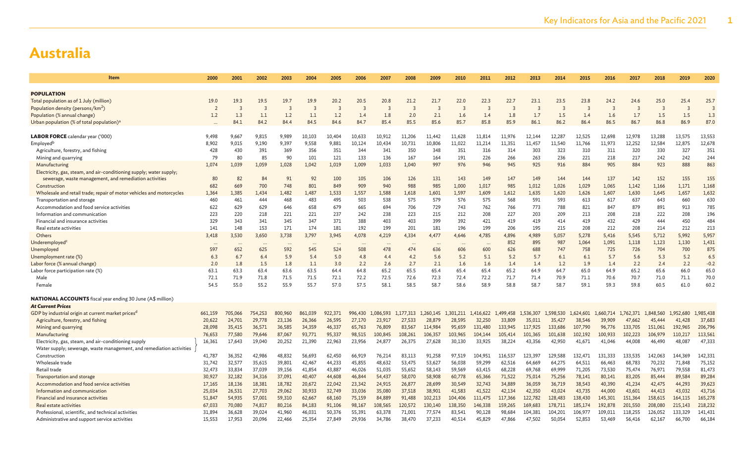# Australia

| Item | 2000 | 2001 | 2002 | 2003 | 2004 | 2005 | 2006 | 2007 | 2008 | 2009 | 2010 | 2011 | 2012 | 2013 | 2014 | 2015 | 2016 | 2017 | 2018 | 2019 | 2020 |
|---|---|---|---|---|---|---|---|---|---|---|---|---|---|---|---|---|---|---|---|---|---|
| **POPULATION** | | | | | | | | | | | | | | | | | | | | | |
| Total population as of 1 July (million) | 19.0 | 19.3 | 19.5 | 19.7 | 19.9 | 20.2 | 20.5 | 20.8 | 21.2 | 21.7 | 22.0 | 22.3 | 22.7 | 23.1 | 23.5 | 23.8 | 24.2 | 24.6 | 25.0 | 25.4 | 25.7 |
| Population density (persons/km$^2$) | 2 | 3 | 3 | 3 | 3 | 3 | 3 | 3 | 3 | 3 | 3 | 3 | 3 | 3 | 3 | 3 | 3 | 3 | 3 | 3 | 3 |
| Population (% annual change) | 1.2 | 1.3 | 1.1 | 1.2 | 1.1 | 1.2 | 1.4 | 1.8 | 2.0 | 2.1 | 1.6 | 1.4 | 1.8 | 1.7 | 1.5 | 1.4 | 1.6 | 1.7 | 1.5 | 1.5 | 1.3 |
| Urban population (% of total population)[a] | ... | 84.1 | 84.2 | 84.4 | 84.5 | 84.6 | 84.7 | 85.4 | 85.5 | 85.6 | 85.7 | 85.8 | 85.9 | 86.1 | 86.2 | 86.4 | 86.5 | 86.7 | 86.8 | 86.9 | 87.0 |
| **LABOR FORCE** calendar year ('000) | 9,498 | 9,667 | 9,815 | 9,989 | 10,103 | 10,404 | 10,633 | 10,912 | 11,206 | 11,442 | 11,628 | 11,814 | 11,976 | 12,144 | 12,287 | 12,525 | 12,698 | 12,978 | 13,288 | 13,575 | 13,553 |
| Employed[b] | 8,902 | 9,015 | 9,190 | 9,397 | 9,558 | 9,881 | 10,124 | 10,434 | 10,731 | 10,806 | 11,022 | 11,214 | 11,351 | 11,457 | 11,540 | 11,766 | 11,973 | 12,252 | 12,584 | 12,875 | 12,678 |
| Agriculture, forestry, and fishing | 428 | 430 | 391 | 369 | 356 | 351 | 344 | 341 | 350 | 348 | 351 | 316 | 314 | 303 | 323 | 310 | 311 | 320 | 330 | 327 | 351 |
| Mining and quarrying | 79 | 80 | 85 | 90 | 101 | 121 | 133 | 136 | 167 | 164 | 191 | 226 | 266 | 263 | 236 | 221 | 218 | 217 | 242 | 242 | 244 |
| Manufacturing | 1,074 | 1,039 | 1,059 | 1,028 | 1,042 | 1,019 | 1,009 | 1,033 | 1,040 | 997 | 976 | 946 | 945 | 925 | 916 | 884 | 905 | 884 | 923 | 888 | 863 |
| Electricity, gas, steam, and air-conditioning supply; water supply; sewerage, waste management, and remediation activities | 80 | 82 | 84 | 91 | 92 | 100 | 105 | 106 | 126 | 131 | 143 | 149 | 147 | 149 | 144 | 144 | 137 | 142 | 152 | 155 | 155 |
| Construction | 682 | 669 | 700 | 748 | 801 | 849 | 909 | 940 | 988 | 985 | 1,000 | 1,017 | 985 | 1,012 | 1,026 | 1,029 | 1,065 | 1,142 | 1,166 | 1,171 | 1,168 |
| Wholesale and retail trade; repair of motor vehicles and motorcycles | 1,364 | 1,385 | 1,434 | 1,482 | 1,487 | 1,533 | 1,557 | 1,588 | 1,618 | 1,601 | 1,597 | 1,609 | 1,612 | 1,635 | 1,620 | 1,626 | 1,607 | 1,630 | 1,645 | 1,657 | 1,632 |
| Transportation and storage | 460 | 461 | 444 | 468 | 483 | 495 | 503 | 538 | 575 | 579 | 576 | 575 | 568 | 591 | 593 | 613 | 617 | 637 | 643 | 660 | 630 |
| Accommodation and food service activities | 622 | 629 | 629 | 646 | 658 | 679 | 665 | 694 | 706 | 729 | 743 | 762 | 766 | 773 | 788 | 821 | 847 | 879 | 891 | 913 | 785 |
| Information and communication | 223 | 220 | 218 | 221 | 221 | 237 | 242 | 238 | 223 | 215 | 212 | 208 | 227 | 203 | 209 | 213 | 208 | 218 | 222 | 208 | 196 |
| Financial and insurance activities | 329 | 343 | 341 | 345 | 347 | 371 | 388 | 403 | 403 | 399 | 392 | 421 | 419 | 419 | 414 | 419 | 432 | 429 | 444 | 450 | 484 |
| Real estate activities | 141 | 148 | 153 | 171 | 174 | 181 | 192 | 199 | 201 | 181 | 196 | 199 | 206 | 195 | 215 | 208 | 212 | 208 | 214 | 212 | 213 |
| Others | 3,418 | 3,530 | 3,650 | 3,738 | 3,797 | 3,945 | 4,078 | 4,219 | 4,334 | 4,477 | 4,646 | 4,785 | 4,896 | 4,989 | 5,057 | 5,278 | 5,416 | 5,545 | 5,712 | 5,992 | 5,957 |
| Underemployed[c] | ... | ... | ... | ... | ... | ... | ... | ... | ... | ... | ... | ... | 852 | 895 | 987 | 1,064 | 1,091 | 1,118 | 1,123 | 1,130 | 1,431 |
| Unemployed | 597 | 652 | 625 | 592 | 545 | 524 | 508 | 478 | 474 | 636 | 606 | 600 | 626 | 688 | 747 | 758 | 725 | 726 | 704 | 700 | 875 |
| Unemployment rate (%) | 6.3 | 6.7 | 6.4 | 5.9 | 5.4 | 5.0 | 4.8 | 4.4 | 4.2 | 5.6 | 5.2 | 5.1 | 5.2 | 5.7 | 6.1 | 6.1 | 5.7 | 5.6 | 5.3 | 5.2 | 6.5 |
| Labor force (% annual change) | 2.0 | 1.8 | 1.5 | 1.8 | 1.1 | 3.0 | 2.2 | 2.6 | 2.7 | 2.1 | 1.6 | 1.6 | 1.4 | 1.4 | 1.2 | 1.9 | 1.4 | 2.2 | 2.4 | 2.2 | -0.2 |
| Labor force participation rate (%) | 63.1 | 63.3 | 63.4 | 63.6 | 63.5 | 64.4 | 64.8 | 65.2 | 65.5 | 65.4 | 65.4 | 65.4 | 65.2 | 64.9 | 64.7 | 65.0 | 64.9 | 65.2 | 65.6 | 66.0 | 65.0 |
| Male | 72.1 | 71.9 | 71.8 | 71.5 | 71.5 | 72.1 | 72.2 | 72.5 | 72.6 | 72.3 | 72.4 | 72.2 | 71.7 | 71.4 | 70.9 | 71.1 | 70.6 | 70.7 | 71.0 | 71.1 | 70.0 |
| Female | 54.5 | 55.0 | 55.2 | 55.9 | 55.7 | 57.0 | 57.5 | 58.1 | 58.5 | 58.7 | 58.6 | 58.9 | 58.8 | 58.7 | 58.7 | 59.1 | 59.3 | 59.8 | 60.5 | 61.0 | 60.2 |
| **NATIONAL ACCOUNTS** fiscal year ending 30 June (A$ million) | | | | | | | | | | | | | | | | | | | | | |
| ***At Current Prices*** | | | | | | | | | | | | | | | | | | | | | |
| GDP by industrial origin at current market prices[d] | 661,159 | 705,066 | 754,253 | 800,960 | 861,039 | 922,371 | 996,430 | 1,086,593 | 1,177,313 | 1,260,145 | 1,301,211 | 1,416,622 | 1,499,458 | 1,536,307 | 1,598,530 | 1,624,601 | 1,660,714 | 1,762,371 | 1,848,560 | 1,952,680 | 1,985,438 |
| Agriculture, forestry, and fishing | 20,622 | 24,701 | 29,778 | 23,136 | 26,366 | 26,595 | 27,170 | 23,917 | 27,533 | 28,879 | 28,595 | 32,250 | 33,809 | 35,011 | 35,427 | 38,546 | 39,909 | 47,662 | 45,444 | 41,428 | 37,683 |
| Mining and quarrying | 28,098 | 35,415 | 36,571 | 36,585 | 34,359 | 46,337 | 65,763 | 76,809 | 83,567 | 114,984 | 95,659 | 131,480 | 133,945 | 117,925 | 133,686 | 107,790 | 96,776 | 133,705 | 151,061 | 192,965 | 206,796 |
| Manufacturing | 76,653 | 77,580 | 79,646 | 87,067 | 93,771 | 95,337 | 98,515 | 100,845 | 108,261 | 106,357 | 103,965 | 104,144 | 105,414 | 101,365 | 101,638 | 102,192 | 100,933 | 102,223 | 106,979 | 110,217 | 113,561 |
| Electricity, gas, steam, and air-conditioning supply; Water supply; sewerage, waste management, and remediation activities | 16,361 | 17,643 | 19,040 | 20,252 | 21,390 | 22,963 | 23,956 | 24,877 | 26,375 | 27,628 | 30,130 | 33,925 | 38,224 | 43,356 | 42,950 | 41,671 | 41,046 | 44,008 | 46,490 | 48,087 | 47,333 |
| Construction | 41,787 | 36,352 | 42,986 | 48,832 | 56,693 | 62,450 | 66,919 | 76,214 | 83,113 | 91,258 | 97,519 | 104,951 | 116,537 | 123,397 | 129,588 | 132,471 | 131,333 | 133,535 | 142,063 | 144,369 | 142,331 |
| Wholesale trade | 31,742 | 32,577 | 35,615 | 39,801 | 42,467 | 44,233 | 45,855 | 48,632 | 53,475 | 53,627 | 56,038 | 59,299 | 62,516 | 64,669 | 64,275 | 64,511 | 66,463 | 68,783 | 70,232 | 71,848 | 75,152 |
| Retail trade | 32,473 | 33,834 | 37,039 | 39,156 | 41,854 | 43,887 | 46,026 | 51,035 | 55,652 | 58,143 | 59,569 | 63,415 | 68,228 | 69,768 | 69,999 | 71,205 | 73,530 | 75,474 | 76,971 | 79,558 | 81,473 |
| Transportation and storage | 30,927 | 32,182 | 34,316 | 37,091 | 40,407 | 44,608 | 46,844 | 54,437 | 58,070 | 58,908 | 60,778 | 65,366 | 71,522 | 75,014 | 75,256 | 78,141 | 80,141 | 83,205 | 85,444 | 89,584 | 89,284 |
| Accommodation and food service activities | 17,165 | 18,136 | 18,381 | 18,782 | 20,672 | 22,042 | 23,342 | 24,915 | 26,877 | 28,699 | 30,549 | 32,743 | 34,889 | 36,059 | 36,719 | 38,543 | 40,390 | 41,234 | 42,475 | 44,293 | 39,623 |
| Information and communication | 25,034 | 26,531 | 27,703 | 29,062 | 30,933 | 32,749 | 33,036 | 35,080 | 37,518 | 38,901 | 41,583 | 41,522 | 42,134 | 42,350 | 43,024 | 43,735 | 44,000 | 43,601 | 44,413 | 43,032 | 43,716 |
| Financial and insurance activities | 51,847 | 54,935 | 57,001 | 59,310 | 62,667 | 68,160 | 75,159 | 84,889 | 91,488 | 102,213 | 104,406 | 111,475 | 117,366 | 122,782 | 128,483 | 138,430 | 145,301 | 151,364 | 158,615 | 164,115 | 165,278 |
| Real estate activities | 67,033 | 70,080 | 74,817 | 80,216 | 84,183 | 91,106 | 98,167 | 108,565 | 120,572 | 130,140 | 138,350 | 146,338 | 159,265 | 169,683 | 178,711 | 185,174 | 192,878 | 201,550 | 208,080 | 215,143 | 218,232 |
| Professional, scientific, and technical activities | 31,894 | 36,628 | 39,024 | 41,960 | 46,031 | 50,376 | 55,391 | 63,378 | 71,001 | 77,574 | 83,541 | 90,128 | 98,684 | 104,381 | 104,201 | 106,977 | 109,011 | 118,255 | 126,052 | 133,329 | 141,431 |
| Administrative and support service activities | 15,553 | 17,953 | 20,096 | 22,466 | 25,354 | 27,849 | 29,936 | 34,786 | 38,470 | 37,233 | 40,514 | 45,829 | 47,866 | 47,502 | 50,054 | 52,853 | 53,469 | 56,416 | 62,167 | 66,700 | 66,184 |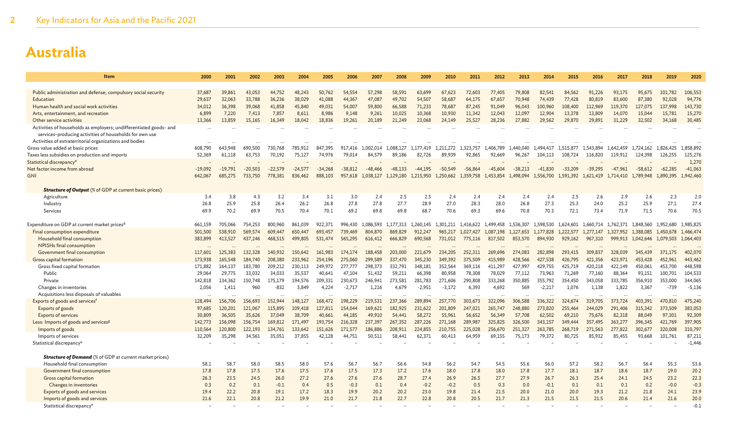# Australia

| Item | 2000 | 2001 | 2002 | 2003 | 2004 | 2005 | 2006 | 2007 | 2008 | 2009 | 2010 | 2011 | 2012 | 2013 | 2014 | 2015 | 2016 | 2017 | 2018 | 2019 | 2020 |
|---|---|---|---|---|---|---|---|---|---|---|---|---|---|---|---|---|---|---|---|---|---|
| Public administration and defense; compulsory social security | 37,687 | 39,861 | 43,053 | 44,752 | 48,243 | 50,762 | 54,554 | 57,298 | 58,591 | 63,699 | 67,623 | 72,603 | 77,405 | 79,808 | 82,541 | 84,562 | 91,226 | 93,175 | 95,675 | 101,782 | 106,553 |
| Education | 29,637 | 32,063 | 33,788 | 36,236 | 38,029 | 41,088 | 44,367 | 47,087 | 49,702 | 54,507 | 58,687 | 64,175 | 67,657 | 70,948 | 74,439 | 77,428 | 80,819 | 83,600 | 87,380 | 92,028 | 94,776 |
| Human health and social work activities | 34,012 | 36,398 | 39,068 | 41,858 | 45,840 | 49,031 | 54,007 | 59,800 | 66,588 | 71,233 | 78,687 | 87,245 | 91,049 | 96,043 | 100,960 | 108,400 | 112,969 | 119,370 | 127,075 | 137,998 | 143,730 |
| Arts, entertainment, and recreation | 6,899 | 7,220 | 7,413 | 7,857 | 8,611 | 8,986 | 9,148 | 9,261 | 10,025 | 10,368 | 10,930 | 11,342 | 12,043 | 12,097 | 12,904 | 13,378 | 13,809 | 14,070 | 15,044 | 15,781 | 15,270 |
| Other service activities | 13,366 | 13,859 | 15,165 | 16,349 | 18,042 | 18,836 | 19,261 | 20,189 | 21,249 | 23,068 | 24,149 | 25,527 | 28,236 | 27,882 | 29,562 | 29,870 | 29,891 | 31,229 | 32,502 | 34,168 | 30,485 |
| Activities of households as employers; undifferentiated goods- and services-producing activities of households for own use | … | … | … | … | … | … | … | … | … | … | … | … | … | … | … | … | … | … | … | … | … |
| Activities of extraterritorial organizations and bodies | … | … | … | … | … | … | … | … | … | … | … | … | … | … | … | … | … | … | … | … | … |
| Gross value added at basic prices | 608,790 | 643,948 | 690,500 | 730,768 | 785,912 | 847,395 | 917,416 | 1,002,014 | 1,088,127 | 1,177,419 | 1,211,272 | 1,323,757 | 1,406,789 | 1,440,040 | 1,494,417 | 1,515,877 | 1,543,894 | 1,642,459 | 1,724,162 | 1,826,425 | 1,858,892 |
| Taxes less subsidies on production and imports | 52,369 | 61,118 | 63,753 | 70,192 | 75,127 | 74,976 | 79,014 | 84,579 | 89,186 | 82,726 | 89,939 | 92,865 | 92,669 | 96,267 | 104,113 | 108,724 | 116,820 | 119,912 | 124,398 | 126,255 | 125,276 |
| Statistical discrepancy[e] | – | – | – | – | – | – | – | – | – | – | – | – | – | – | – | – | – | – | – | – | 1,270 |
| Net factor income from abroad | -19,092 | -19,791 | -20,503 | -22,579 | -24,577 | -34,268 | -38,812 | -48,466 | -48,133 | -44,195 | -50,549 | -56,864 | -45,604 | -38,213 | -41,830 | -33,209 | -39,295 | -47,961 | -58,612 | -62,285 | -41,063 |
| GNI | 642,067 | 685,275 | 733,750 | 778,381 | 836,462 | 888,103 | 957,618 | 1,038,127 | 1,129,180 | 1,215,950 | 1,250,662 | 1,359,758 | 1,453,854 | 1,498,094 | 1,556,700 | 1,591,392 | 1,621,419 | 1,714,410 | 1,789,948 | 1,890,395 | 1,942,460 |
| ***Structure of Output*** (% of GDP at current basic prices) | | | | | | | | | | | | | | | | | | | | | |
| Agriculture | 3.4 | 3.8 | 4.3 | 3.2 | 3.4 | 3.1 | 3.0 | 2.4 | 2.5 | 2.5 | 2.4 | 2.4 | 2.4 | 2.4 | 2.4 | 2.5 | 2.6 | 2.9 | 2.6 | 2.3 | 2.0 |
| Industry | 26.8 | 25.9 | 25.8 | 26.4 | 26.2 | 26.8 | 27.8 | 27.8 | 27.7 | 28.9 | 27.0 | 28.3 | 28.0 | 26.8 | 27.3 | 25.3 | 24.0 | 25.2 | 25.9 | 27.1 | 27.4 |
| Services | 69.9 | 70.2 | 69.9 | 70.5 | 70.4 | 70.1 | 69.2 | 69.8 | 69.8 | 68.7 | 70.6 | 69.3 | 69.6 | 70.8 | 70.3 | 72.1 | 73.4 | 71.9 | 71.5 | 70.6 | 70.5 |
| Expenditure on GDP at current market prices[d] | 661,159 | 705,066 | 754,253 | 800,960 | 861,039 | 922,371 | 996,430 | 1,086,593 | 1,177,313 | 1,260,145 | 1,301,211 | 1,416,622 | 1,499,458 | 1,536,307 | 1,598,530 | 1,624,601 | 1,660,714 | 1,762,371 | 1,848,560 | 1,952,680 | 1,985,825 |
| Final consumption expenditure | 501,500 | 538,910 | 569,574 | 609,447 | 650,447 | 693,457 | 739,469 | 804,870 | 869,829 | 912,247 | 965,217 | 1,027,427 | 1,087,198 | 1,127,653 | 1,177,828 | 1,222,577 | 1,277,147 | 1,327,952 | 1,388,085 | 1,450,678 | 1,466,474 |
| Household final consumption | 383,899 | 413,527 | 437,246 | 468,515 | 499,805 | 531,474 | 565,295 | 616,412 | 666,829 | 690,568 | 731,012 | 775,116 | 817,502 | 853,570 | 894,930 | 929,162 | 967,310 | 999,913 | 1,042,646 | 1,079,503 | 1,064,403 |
| NPISHs final consumption | … | … | … | … | … | … | … | … | … | … | … | … | … | … | … | … | … | … | … | … | … |
| Government final consumption | 117,601 | 125,383 | 132,328 | 140,932 | 150,642 | 161,983 | 174,174 | 188,458 | 203,000 | 221,679 | 234,205 | 252,311 | 269,696 | 274,083 | 282,898 | 293,415 | 309,837 | 328,039 | 345,439 | 371,175 | 402,070 |
| Gross capital formation | 173,938 | 165,548 | 184,740 | 208,380 | 233,962 | 254,196 | 275,060 | 299,589 | 337,470 | 345,230 | 349,392 | 375,509 | 415,989 | 428,566 | 427,538 | 426,795 | 421,356 | 423,971 | 453,428 | 452,961 | 443,462 |
| Gross fixed capital formation | 171,882 | 164,137 | 183,780 | 209,212 | 230,113 | 249,972 | 277,777 | 298,373 | 332,791 | 348,181 | 352,564 | 369,116 | 411,297 | 427,997 | 429,755 | 425,719 | 420,218 | 422,149 | 450,061 | 453,700 | 448,598 |
| Public | 29,064 | 29,775 | 33,032 | 34,033 | 35,537 | 40,641 | 47,104 | 51,432 | 59,211 | 66,398 | 80,958 | 78,308 | 78,029 | 77,112 | 73,963 | 71,269 | 77,160 | 88,364 | 93,151 | 100,701 | 104,533 |
| Private | 142,818 | 134,362 | 150,748 | 175,179 | 194,576 | 209,331 | 230,673 | 246,941 | 273,581 | 281,783 | 271,606 | 290,808 | 333,268 | 350,885 | 355,792 | 354,450 | 343,058 | 333,785 | 356,910 | 353,000 | 344,065 |
| Changes in inventories | 2,056 | 1,411 | 960 | -832 | 3,849 | 4,224 | -2,717 | 1,216 | 4,679 | -2,951 | -3,172 | 6,393 | 4,692 | 569 | -2,217 | 1,076 | 1,138 | 1,822 | 3,367 | -739 | -5,136 |
| Acquisitions less disposals of valuables | … | … | … | … | … | … | … | … | … | … | … | … | … | … | … | … | … | … | … | … | … |
| Exports of goods and services[f] | 128,494 | 156,706 | 156,693 | 152,944 | 148,127 | 168,472 | 198,229 | 219,531 | 237,366 | 289,894 | 257,770 | 303,673 | 322,096 | 306,588 | 336,322 | 324,674 | 319,705 | 373,724 | 403,391 | 470,810 | 475,240 |
| Exports of goods | 97,685 | 120,201 | 121,067 | 115,895 | 109,418 | 127,811 | 154,044 | 169,621 | 182,925 | 231,622 | 201,809 | 247,021 | 265,747 | 248,880 | 273,820 | 255,464 | 244,029 | 291,406 | 315,342 | 373,509 | 383,053 |
| Exports of services | 30,809 | 36,505 | 35,626 | 37,049 | 38,709 | 40,661 | 44,185 | 49,910 | 54,441 | 58,272 | 55,961 | 56,652 | 56,349 | 57,708 | 62,502 | 69,210 | 75,676 | 82,318 | 88,049 | 97,301 | 92,309 |
| Less: Imports of goods and services[g] | 142,773 | 156,098 | 156,754 | 169,812 | 171,497 | 193,754 | 216,328 | 237,397 | 267,352 | 287,226 | 271,168 | 289,987 | 325,825 | 326,500 | 343,157 | 349,444 | 357,495 | 363,277 | 396,345 | 421,769 | 397,905 |
| Imports of goods | 110,564 | 120,800 | 122,193 | 134,761 | 133,642 | 151,626 | 171,577 | 186,886 | 208,911 | 224,855 | 210,755 | 225,028 | 256,670 | 251,327 | 263,785 | 268,719 | 271,563 | 277,822 | 302,677 | 320,008 | 310,797 |
| Imports of services | 32,209 | 35,298 | 34,561 | 35,051 | 37,855 | 42,128 | 44,751 | 50,511 | 58,441 | 62,371 | 60,413 | 64,959 | 69,155 | 75,173 | 79,372 | 80,725 | 85,932 | 85,455 | 93,668 | 101,761 | 87,211 |
| Statistical discrepancy[e] | – | – | – | – | – | – | – | – | – | – | – | – | – | – | – | – | – | – | – | – | -1,446 |
| ***Structure of Demand*** (% of GDP at current market prices) | | | | | | | | | | | | | | | | | | | | | |
| Household final consumption | 58.1 | 58.7 | 58.0 | 58.5 | 58.0 | 57.6 | 56.7 | 56.7 | 56.6 | 54.8 | 56.2 | 54.7 | 54.5 | 55.6 | 56.0 | 57.2 | 58.2 | 56.7 | 56.4 | 55.3 | 53.6 |
| Government final consumption | 17.8 | 17.8 | 17.5 | 17.6 | 17.5 | 17.6 | 17.5 | 17.3 | 17.2 | 17.6 | 18.0 | 17.8 | 18.0 | 17.8 | 17.7 | 18.1 | 18.7 | 18.6 | 18.7 | 19.0 | 20.2 |
| Gross capital formation | 26.3 | 23.5 | 24.5 | 26.0 | 27.2 | 27.6 | 27.6 | 27.6 | 28.7 | 27.4 | 26.9 | 26.5 | 27.7 | 27.9 | 26.7 | 26.3 | 25.4 | 24.1 | 24.5 | 23.2 | 22.3 |
| Changes in inventories | 0.3 | 0.2 | 0.1 | -0.1 | 0.4 | 0.5 | -0.3 | 0.1 | 0.4 | -0.2 | -0.2 | 0.5 | 0.3 | 0.0 | -0.1 | 0.1 | 0.1 | 0.1 | 0.2 | -0.0 | -0.3 |
| Exports of goods and services | 19.4 | 22.2 | 20.8 | 19.1 | 17.2 | 18.3 | 19.9 | 20.2 | 20.2 | 23.0 | 19.8 | 21.4 | 21.5 | 20.0 | 21.0 | 20.0 | 19.3 | 21.2 | 21.8 | 24.1 | 23.9 |
| Imports of goods and services | 21.6 | 22.1 | 20.8 | 21.2 | 19.9 | 21.0 | 21.7 | 21.8 | 22.7 | 22.8 | 20.8 | 20.5 | 21.7 | 21.3 | 21.5 | 21.5 | 21.5 | 20.6 | 21.4 | 21.6 | 20.0 |
| Statistical discrepancy[e] | – | – | – | – | – | – | – | – | – | – | – | – | – | – | – | – | – | – | – | – | -0.1 |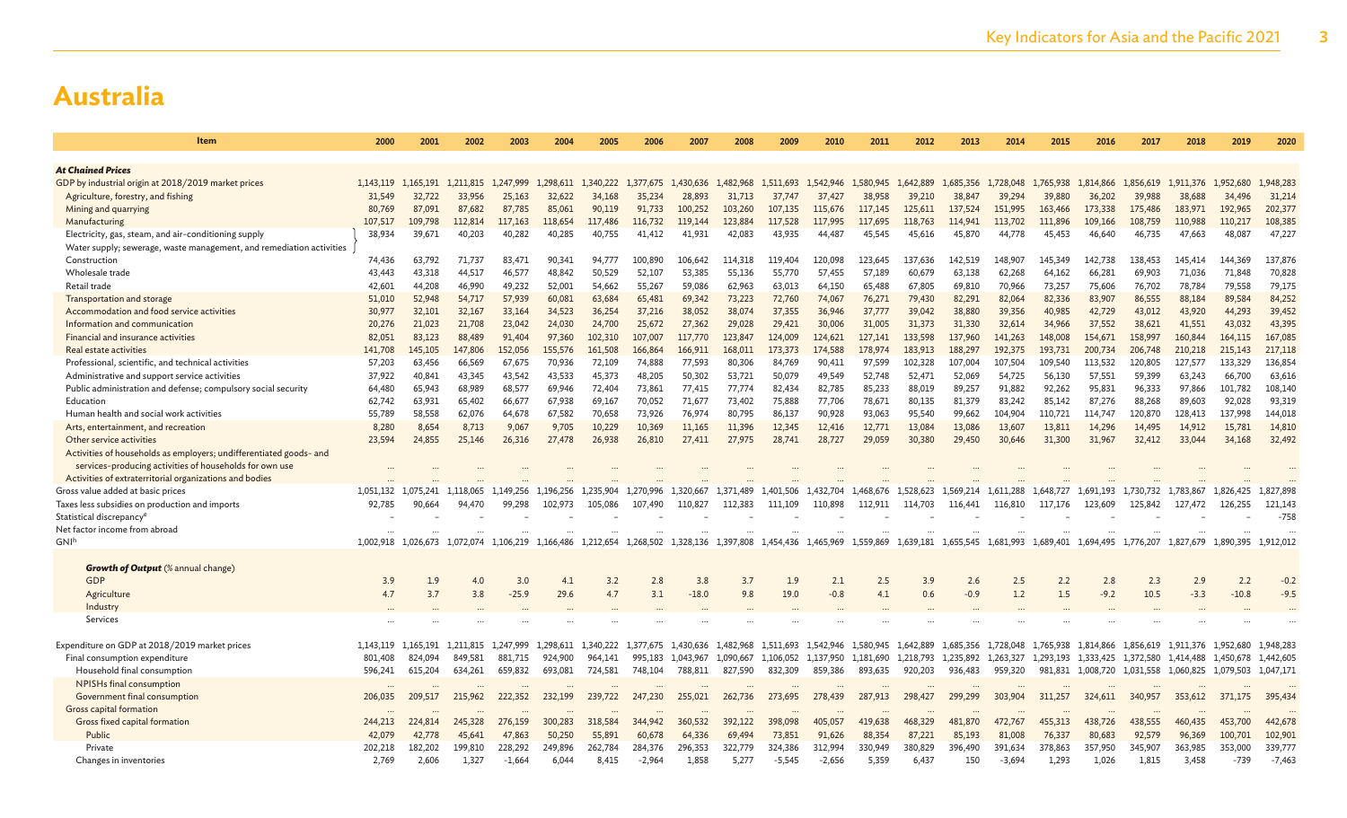# Australia

| Item | 2000 | 2001 | 2002 | 2003 | 2004 | 2005 | 2006 | 2007 | 2008 | 2009 | 2010 | 2011 | 2012 | 2013 | 2014 | 2015 | 2016 | 2017 | 2018 | 2019 | 2020 |
|---|---|---|---|---|---|---|---|---|---|---|---|---|---|---|---|---|---|---|---|---|---|
| ***At Chained Prices*** | | | | | | | | | | | | | | | | | | | | | |
| GDP by industrial origin at 2018/2019 market prices | 1,143,119 | 1,165,191 | 1,211,815 | 1,247,999 | 1,298,611 | 1,340,222 | 1,377,675 | 1,430,636 | 1,482,968 | 1,511,693 | 1,542,946 | 1,580,945 | 1,642,889 | 1,685,356 | 1,728,048 | 1,765,938 | 1,814,866 | 1,856,619 | 1,911,376 | 1,952,680 | 1,948,283 |
| Agriculture, forestry, and fishing | 31,549 | 32,722 | 33,956 | 25,163 | 32,622 | 34,168 | 35,234 | 28,893 | 31,713 | 37,747 | 37,427 | 38,958 | 39,210 | 38,847 | 39,294 | 39,880 | 36,202 | 39,988 | 38,688 | 34,496 | 31,214 |
| Mining and quarrying | 80,769 | 87,091 | 87,682 | 87,785 | 85,061 | 90,119 | 91,733 | 100,252 | 103,260 | 107,135 | 115,676 | 117,145 | 125,611 | 137,524 | 151,995 | 163,466 | 173,338 | 175,486 | 183,971 | 192,965 | 202,377 |
| Manufacturing | 107,517 | 109,798 | 112,814 | 117,163 | 118,654 | 117,486 | 116,732 | 119,144 | 123,884 | 117,528 | 117,995 | 117,695 | 118,763 | 114,941 | 113,702 | 111,896 | 109,166 | 108,759 | 110,988 | 110,217 | 108,385 |
| Electricity, gas, steam, and air-conditioning supply<br>Water supply; sewerage, waste management, and remediation activities | 38,934 | 39,671 | 40,203 | 40,282 | 40,285 | 40,755 | 41,412 | 41,931 | 42,083 | 43,935 | 44,487 | 45,545 | 45,616 | 45,870 | 44,778 | 45,453 | 46,640 | 46,735 | 47,663 | 48,087 | 47,227 |
| Construction | 74,436 | 63,792 | 71,737 | 83,471 | 90,341 | 94,777 | 100,890 | 106,642 | 114,318 | 119,404 | 120,098 | 123,645 | 137,636 | 142,519 | 148,907 | 145,349 | 142,738 | 138,453 | 145,414 | 144,369 | 137,876 |
| Wholesale trade | 43,443 | 43,318 | 44,517 | 46,577 | 48,842 | 50,529 | 52,107 | 53,385 | 55,136 | 55,770 | 57,455 | 57,189 | 60,679 | 63,138 | 62,268 | 64,162 | 66,281 | 69,903 | 71,036 | 71,848 | 70,828 |
| Retail trade | 42,601 | 44,208 | 46,990 | 49,232 | 52,001 | 54,662 | 55,267 | 59,086 | 62,963 | 63,013 | 64,150 | 65,488 | 67,805 | 69,810 | 70,966 | 73,257 | 75,606 | 76,702 | 78,784 | 79,558 | 79,175 |
| Transportation and storage | 51,010 | 52,948 | 54,717 | 57,939 | 60,081 | 63,684 | 65,481 | 69,342 | 73,223 | 72,760 | 74,067 | 76,271 | 79,430 | 82,291 | 82,064 | 82,336 | 83,907 | 86,555 | 88,184 | 89,584 | 84,252 |
| Accommodation and food service activities | 30,977 | 32,101 | 32,167 | 33,164 | 34,523 | 36,254 | 37,216 | 38,052 | 38,074 | 37,355 | 36,946 | 37,777 | 39,042 | 38,880 | 39,356 | 40,985 | 42,729 | 43,012 | 43,920 | 44,293 | 39,452 |
| Information and communication | 20,276 | 21,023 | 21,708 | 23,042 | 24,030 | 24,700 | 25,672 | 27,362 | 29,028 | 29,421 | 30,006 | 31,005 | 31,373 | 31,330 | 32,614 | 34,966 | 37,552 | 38,621 | 41,551 | 43,032 | 43,395 |
| Financial and insurance activities | 82,051 | 83,123 | 88,489 | 91,404 | 97,360 | 102,310 | 107,007 | 117,770 | 123,847 | 124,009 | 124,621 | 127,141 | 133,598 | 137,960 | 141,263 | 148,008 | 154,671 | 158,997 | 160,844 | 164,115 | 167,085 |
| Real estate activities | 141,708 | 145,105 | 147,806 | 152,056 | 155,576 | 161,508 | 166,864 | 166,911 | 168,011 | 173,373 | 174,588 | 178,974 | 183,913 | 188,297 | 192,375 | 193,731 | 200,734 | 206,748 | 210,218 | 215,143 | 217,118 |
| Professional, scientific, and technical activities | 57,203 | 63,456 | 66,569 | 67,675 | 70,936 | 72,109 | 74,888 | 77,593 | 80,306 | 84,769 | 90,411 | 97,599 | 102,328 | 107,004 | 107,504 | 109,540 | 113,532 | 120,805 | 127,577 | 133,329 | 136,854 |
| Administrative and support service activities | 37,922 | 40,841 | 43,345 | 43,542 | 43,533 | 45,373 | 48,205 | 50,302 | 53,721 | 50,079 | 49,549 | 52,748 | 52,471 | 52,069 | 54,725 | 56,130 | 57,551 | 59,399 | 63,243 | 66,700 | 63,616 |
| Public administration and defense; compulsory social security | 64,480 | 65,943 | 68,989 | 68,577 | 69,946 | 72,404 | 73,861 | 77,415 | 77,774 | 82,434 | 82,785 | 85,233 | 88,019 | 89,257 | 91,882 | 92,262 | 95,831 | 96,333 | 97,866 | 101,782 | 108,140 |
| Education | 62,742 | 63,931 | 65,402 | 66,677 | 67,938 | 69,167 | 70,052 | 71,677 | 73,402 | 75,888 | 77,706 | 78,671 | 80,135 | 81,379 | 83,242 | 85,142 | 87,276 | 88,268 | 89,603 | 92,028 | 93,319 |
| Human health and social work activities | 55,789 | 58,558 | 62,076 | 64,678 | 67,582 | 70,658 | 73,926 | 76,974 | 80,795 | 86,137 | 90,928 | 93,063 | 95,540 | 99,662 | 104,904 | 110,721 | 114,747 | 120,870 | 128,413 | 137,998 | 144,018 |
| Arts, entertainment, and recreation | 8,280 | 8,654 | 8,713 | 9,067 | 9,705 | 10,229 | 10,369 | 11,165 | 11,396 | 12,345 | 12,416 | 12,771 | 13,084 | 13,086 | 13,607 | 13,811 | 14,296 | 14,495 | 14,912 | 15,781 | 14,810 |
| Other service activities | 23,594 | 24,855 | 25,146 | 26,316 | 27,478 | 26,938 | 26,810 | 27,411 | 27,975 | 28,741 | 28,727 | 29,059 | 30,380 | 29,450 | 30,646 | 31,300 | 31,967 | 32,412 | 33,044 | 34,168 | 32,492 |
| Activities of households as employers; undifferentiated goods- and services-producing activities of households for own use | ... | ... | ... | ... | ... | ... | ... | ... | ... | ... | ... | ... | ... | ... | ... | ... | ... | ... | ... | ... | ... |
| Activities of extraterritorial organizations and bodies | ... | ... | ... | ... | ... | ... | ... | ... | ... | ... | ... | ... | ... | ... | ... | ... | ... | ... | ... | ... | ... |
| Gross value added at basic prices | 1,051,132 | 1,075,241 | 1,118,065 | 1,149,256 | 1,196,256 | 1,235,904 | 1,270,996 | 1,320,667 | 1,371,489 | 1,401,506 | 1,432,704 | 1,468,676 | 1,528,623 | 1,569,214 | 1,611,288 | 1,648,727 | 1,691,193 | 1,730,732 | 1,783,867 | 1,826,425 | 1,827,898 |
| Taxes less subsidies on production and imports | 92,785 | 90,664 | 94,470 | 99,298 | 102,973 | 105,086 | 107,490 | 110,827 | 112,383 | 111,109 | 110,898 | 112,911 | 114,703 | 116,441 | 116,810 | 117,176 | 123,609 | 125,842 | 127,472 | 126,255 | 121,143 |
| Statistical discrepancy[a] | – | – | – | – | – | – | – | – | – | – | – | – | – | – | – | – | – | – | – | – | -758 |
| Net factor income from abroad | ... | ... | ... | ... | ... | ... | ... | ... | ... | ... | ... | ... | ... | ... | ... | ... | ... | ... | ... | ... | ... |
| GNI[b] | 1,002,918 | 1,026,673 | 1,072,074 | 1,106,219 | 1,166,486 | 1,212,654 | 1,268,502 | 1,328,136 | 1,397,808 | 1,454,436 | 1,465,969 | 1,559,869 | 1,639,181 | 1,655,545 | 1,681,993 | 1,689,401 | 1,694,495 | 1,776,207 | 1,827,679 | 1,890,395 | 1,912,012 |
| ***Growth of Output*** (% annual change) | | | | | | | | | | | | | | | | | | | | | |
| GDP | 3.9 | 1.9 | 4.0 | 3.0 | 4.1 | 3.2 | 2.8 | 3.8 | 3.7 | 1.9 | 2.1 | 2.5 | 3.9 | 2.6 | 2.5 | 2.2 | 2.8 | 2.3 | 2.9 | 2.2 | -0.2 |
| Agriculture | 4.7 | 3.7 | 3.8 | -25.9 | 29.6 | 4.7 | 3.1 | -18.0 | 9.8 | 19.0 | -0.8 | 4.1 | 0.6 | -0.9 | 1.2 | 1.5 | -9.2 | 10.5 | -3.3 | -10.8 | -9.5 |
| Industry | ... | ... | ... | ... | ... | ... | ... | ... | ... | ... | ... | ... | ... | ... | ... | ... | ... | ... | ... | ... | ... |
| Services | ... | ... | ... | ... | ... | ... | ... | ... | ... | ... | ... | ... | ... | ... | ... | ... | ... | ... | ... | ... | ... |
| Expenditure on GDP at 2018/2019 market prices | 1,143,119 | 1,165,191 | 1,211,815 | 1,247,999 | 1,298,611 | 1,340,222 | 1,377,675 | 1,430,636 | 1,482,968 | 1,511,693 | 1,542,946 | 1,580,945 | 1,642,889 | 1,685,356 | 1,728,048 | 1,765,938 | 1,814,866 | 1,856,619 | 1,911,376 | 1,952,680 | 1,948,283 |
| Final consumption expenditure | 801,408 | 824,094 | 849,581 | 881,715 | 924,900 | 964,141 | 995,183 | 1,043,967 | 1,090,667 | 1,106,052 | 1,137,950 | 1,181,690 | 1,218,793 | 1,235,892 | 1,263,327 | 1,293,193 | 1,333,425 | 1,372,580 | 1,414,488 | 1,450,678 | 1,442,605 |
| Household final consumption | 596,241 | 615,204 | 634,261 | 659,832 | 693,081 | 724,581 | 748,104 | 788,811 | 827,590 | 832,309 | 859,386 | 893,635 | 920,203 | 936,483 | 959,320 | 981,831 | 1,008,720 | 1,031,558 | 1,060,825 | 1,079,503 | 1,047,171 |
| NPISHs final consumption | ... | ... | ... | ... | ... | ... | ... | ... | ... | ... | ... | ... | ... | ... | ... | ... | ... | ... | ... | ... | ... |
| Government final consumption | 206,035 | 209,517 | 215,962 | 222,352 | 232,199 | 239,722 | 247,230 | 255,021 | 262,736 | 273,695 | 278,439 | 287,913 | 298,427 | 299,299 | 303,904 | 311,257 | 324,611 | 340,957 | 353,612 | 371,175 | 395,434 |
| Gross capital formation | ... | ... | ... | ... | ... | ... | ... | ... | ... | ... | ... | ... | ... | ... | ... | ... | ... | ... | ... | ... | ... |
| Gross fixed capital formation | 244,213 | 224,814 | 245,328 | 276,159 | 300,283 | 318,584 | 344,942 | 360,532 | 392,122 | 398,098 | 405,057 | 419,638 | 468,329 | 481,870 | 472,767 | 455,313 | 438,726 | 438,555 | 460,435 | 453,700 | 442,678 |
| Public | 42,079 | 42,778 | 45,641 | 47,863 | 50,250 | 55,891 | 60,678 | 64,336 | 69,494 | 73,851 | 91,626 | 88,354 | 87,221 | 85,193 | 81,008 | 76,337 | 80,683 | 92,579 | 96,369 | 100,701 | 102,901 |
| Private | 202,218 | 182,202 | 199,810 | 228,292 | 249,896 | 262,784 | 284,376 | 296,353 | 322,779 | 324,386 | 312,994 | 330,949 | 380,829 | 396,490 | 391,634 | 378,863 | 357,950 | 345,907 | 363,985 | 353,000 | 339,777 |
| Changes in inventories | 2,769 | 2,606 | 1,327 | -1,664 | 6,044 | 8,415 | -2,964 | 1,858 | 5,277 | -5,545 | -2,656 | 5,359 | 6,437 | 150 | -3,694 | 1,293 | 1,026 | 1,815 | 3,458 | -739 | -7,463 |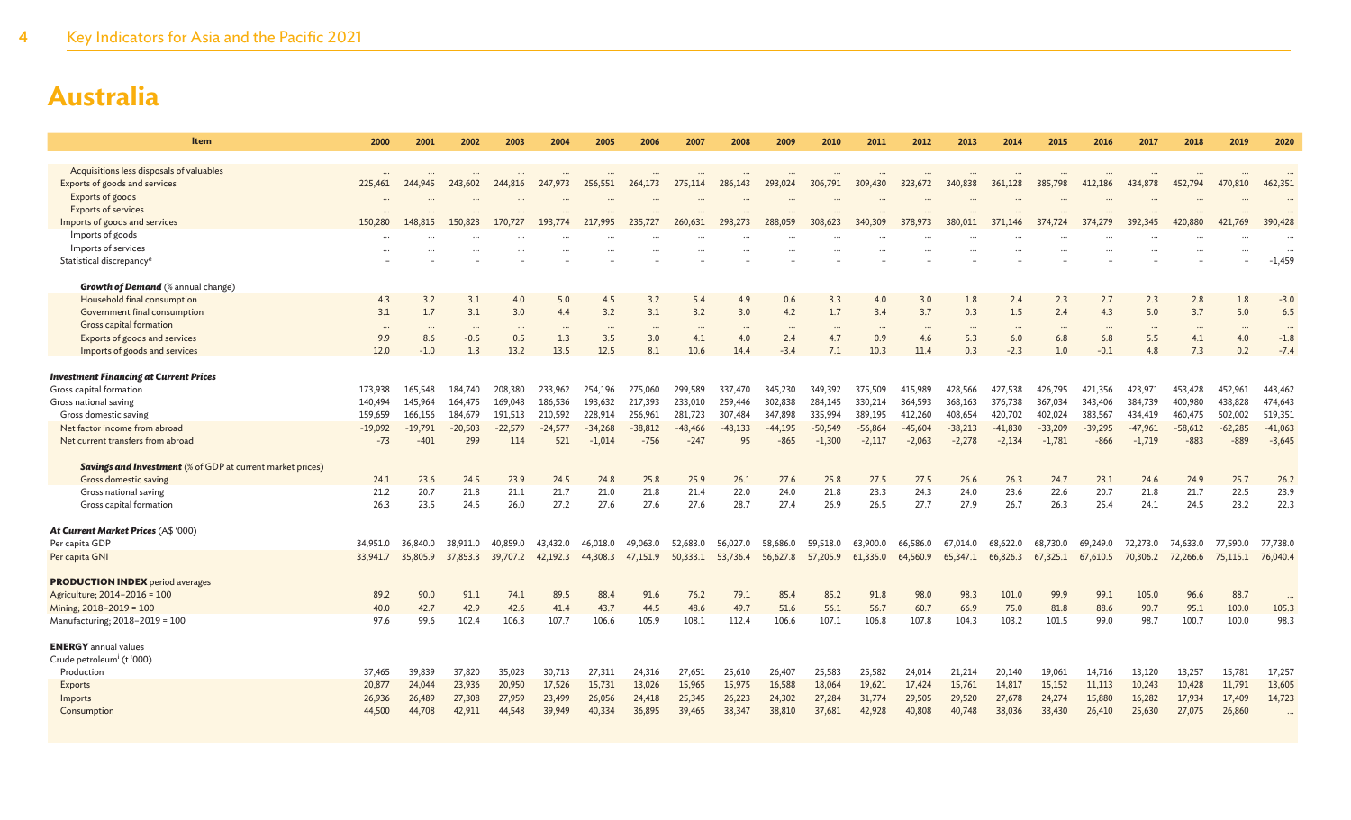# Australia

| Item | 2000 | 2001 | 2002 | 2003 | 2004 | 2005 | 2006 | 2007 | 2008 | 2009 | 2010 | 2011 | 2012 | 2013 | 2014 | 2015 | 2016 | 2017 | 2018 | 2019 | 2020 |
|---|---|---|---|---|---|---|---|---|---|---|---|---|---|---|---|---|---|---|---|---|---|
| Acquisitions less disposals of valuables | ... | ... | ... | ... | ... | ... | ... | ... | ... | ... | ... | ... | ... | ... | ... | ... | ... | ... | ... | ... | ... |
| Exports of goods and services | 225,461 | 244,945 | 243,602 | 244,816 | 247,973 | 256,551 | 264,173 | 275,114 | 286,143 | 293,024 | 306,791 | 309,430 | 323,672 | 340,838 | 361,128 | 385,798 | 412,186 | 434,878 | 452,794 | 470,810 | 462,351 |
| Exports of goods | ... | ... | ... | ... | ... | ... | ... | ... | ... | ... | ... | ... | ... | ... | ... | ... | ... | ... | ... | ... | ... |
| Exports of services | ... | ... | ... | ... | ... | ... | ... | ... | ... | ... | ... | ... | ... | ... | ... | ... | ... | ... | ... | ... | ... |
| Imports of goods and services | 150,280 | 148,815 | 150,823 | 170,727 | 193,774 | 217,995 | 235,727 | 260,631 | 298,273 | 288,059 | 308,623 | 340,309 | 378,973 | 380,011 | 371,146 | 374,724 | 374,279 | 392,345 | 420,880 | 421,769 | 390,428 |
| Imports of goods | ... | ... | ... | ... | ... | ... | ... | ... | ... | ... | ... | ... | ... | ... | ... | ... | ... | ... | ... | ... | ... |
| Imports of services | ... | ... | ... | ... | ... | ... | ... | ... | ... | ... | ... | ... | ... | ... | ... | ... | ... | ... | ... | ... | ... |
| Statistical discrepancy[e] | – | – | – | – | – | – | – | – | – | – | – | – | – | – | – | – | – | – | – | – | -1,459 |
| ***Growth of Demand*** (% annual change) | | | | | | | | | | | | | | | | | | | | | |
| Household final consumption | 4.3 | 3.2 | 3.1 | 4.0 | 5.0 | 4.5 | 3.2 | 5.4 | 4.9 | 0.6 | 3.3 | 4.0 | 3.0 | 1.8 | 2.4 | 2.3 | 2.7 | 2.3 | 2.8 | 1.8 | -3.0 |
| Government final consumption | 3.1 | 1.7 | 3.1 | 3.0 | 4.4 | 3.2 | 3.1 | 3.2 | 3.0 | 4.2 | 1.7 | 3.4 | 3.7 | 0.3 | 1.5 | 2.4 | 4.3 | 5.0 | 3.7 | 5.0 | 6.5 |
| Gross capital formation | ... | ... | ... | ... | ... | ... | ... | ... | ... | ... | ... | ... | ... | ... | ... | ... | ... | ... | ... | ... | ... |
| Exports of goods and services | 9.9 | 8.6 | -0.5 | 0.5 | 1.3 | 3.5 | 3.0 | 4.1 | 4.0 | 2.4 | 4.7 | 0.9 | 4.6 | 5.3 | 6.0 | 6.8 | 6.8 | 5.5 | 4.1 | 4.0 | -1.8 |
| Imports of goods and services | 12.0 | -1.0 | 1.3 | 13.2 | 13.5 | 12.5 | 8.1 | 10.6 | 14.4 | -3.4 | 7.1 | 10.3 | 11.4 | 0.3 | -2.3 | 1.0 | -0.1 | 4.8 | 7.3 | 0.2 | -7.4 |
| ***Investment Financing at Current Prices*** | | | | | | | | | | | | | | | | | | | | | |
| Gross capital formation | 173,938 | 165,548 | 184,740 | 208,380 | 233,962 | 254,196 | 275,060 | 299,589 | 337,470 | 345,230 | 349,392 | 375,509 | 415,989 | 428,566 | 427,538 | 426,795 | 421,356 | 423,971 | 453,428 | 452,961 | 443,462 |
| Gross national saving | 140,494 | 145,964 | 164,475 | 169,048 | 186,536 | 193,632 | 217,393 | 233,010 | 259,446 | 302,838 | 284,145 | 330,214 | 364,593 | 368,163 | 376,738 | 367,034 | 343,406 | 384,739 | 400,980 | 438,828 | 474,643 |
| Gross domestic saving | 159,659 | 166,156 | 184,679 | 191,513 | 210,592 | 228,914 | 256,961 | 281,723 | 307,484 | 347,898 | 335,994 | 389,195 | 412,260 | 408,654 | 420,702 | 402,024 | 383,567 | 434,419 | 460,475 | 502,002 | 519,351 |
| Net factor income from abroad | -19,092 | -19,791 | -20,503 | -22,579 | -24,577 | -34,268 | -38,812 | -48,466 | -48,133 | -44,195 | -50,549 | -56,864 | -45,604 | -38,213 | -41,830 | -33,209 | -39,295 | -47,961 | -58,612 | -62,285 | -41,063 |
| Net current transfers from abroad | -73 | -401 | 299 | 114 | 521 | -1,014 | -756 | -247 | 95 | -865 | -1,300 | -2,117 | -2,063 | -2,278 | -2,134 | -1,781 | -866 | -1,719 | -883 | -889 | -3,645 |
| ***Savings and Investment*** (% of GDP at current market prices) | | | | | | | | | | | | | | | | | | | | | |
| Gross domestic saving | 24.1 | 23.6 | 24.5 | 23.9 | 24.5 | 24.8 | 25.8 | 25.9 | 26.1 | 27.6 | 25.8 | 27.5 | 27.5 | 26.6 | 26.3 | 24.7 | 23.1 | 24.6 | 24.9 | 25.7 | 26.2 |
| Gross national saving | 21.2 | 20.7 | 21.8 | 21.1 | 21.7 | 21.0 | 21.8 | 21.4 | 22.0 | 24.0 | 21.8 | 23.3 | 24.3 | 24.0 | 23.6 | 22.6 | 20.7 | 21.8 | 21.7 | 22.5 | 23.9 |
| Gross capital formation | 26.3 | 23.5 | 24.5 | 26.0 | 27.2 | 27.6 | 27.6 | 27.6 | 28.7 | 27.4 | 26.9 | 26.5 | 27.7 | 27.9 | 26.7 | 26.3 | 25.4 | 24.1 | 24.5 | 23.2 | 22.3 |
| ***At Current Market Prices*** (A$ '000) | | | | | | | | | | | | | | | | | | | | | |
| Per capita GDP | 34,951.0 | 36,840.0 | 38,911.0 | 40,859.0 | 43,432.0 | 46,018.0 | 49,063.0 | 52,683.0 | 56,027.0 | 58,686.0 | 59,518.0 | 63,900.0 | 66,586.0 | 67,014.0 | 68,622.0 | 68,730.0 | 69,249.0 | 72,273.0 | 74,633.0 | 77,590.0 | 77,738.0 |
| Per capita GNI | 33,941.7 | 35,805.9 | 37,853.3 | 39,707.2 | 42,192.3 | 44,308.3 | 47,151.9 | 50,333.1 | 53,736.4 | 56,627.8 | 57,205.9 | 61,335.0 | 64,560.9 | 65,347.1 | 66,826.3 | 67,325.1 | 67,610.5 | 70,306.2 | 72,266.6 | 75,115.1 | 76,040.4 |
| **PRODUCTION INDEX** period averages | | | | | | | | | | | | | | | | | | | | | |
| Agriculture; 2014–2016 = 100 | 89.2 | 90.0 | 91.1 | 74.1 | 89.5 | 88.4 | 91.6 | 76.2 | 79.1 | 85.4 | 85.2 | 91.8 | 98.0 | 98.3 | 101.0 | 99.9 | 99.1 | 105.0 | 96.6 | 88.7 | ... |
| Mining; 2018–2019 = 100 | 40.0 | 42.7 | 42.9 | 42.6 | 41.4 | 43.7 | 44.5 | 48.6 | 49.7 | 51.6 | 56.1 | 56.7 | 60.7 | 66.9 | 75.0 | 81.8 | 88.6 | 90.7 | 95.1 | 100.0 | 105.3 |
| Manufacturing; 2018–2019 = 100 | 97.6 | 99.6 | 102.4 | 106.3 | 107.7 | 106.6 | 105.9 | 108.1 | 112.4 | 106.6 | 107.1 | 106.8 | 107.8 | 104.3 | 103.2 | 101.5 | 99.0 | 98.7 | 100.7 | 100.0 | 98.3 |
| **ENERGY** annual values | | | | | | | | | | | | | | | | | | | | | |
| Crude petroleum[f] (t '000) | | | | | | | | | | | | | | | | | | | | | |
| Production | 37,465 | 39,839 | 37,820 | 35,023 | 30,713 | 27,311 | 24,316 | 27,651 | 25,610 | 26,407 | 25,583 | 25,582 | 24,014 | 21,214 | 20,140 | 19,061 | 14,716 | 13,120 | 13,257 | 15,781 | 17,257 |
| Exports | 20,877 | 24,044 | 23,936 | 20,950 | 17,526 | 15,731 | 13,026 | 15,965 | 15,975 | 16,588 | 18,064 | 19,621 | 17,424 | 15,761 | 14,817 | 15,152 | 11,113 | 10,243 | 10,428 | 11,791 | 13,605 |
| Imports | 26,936 | 26,489 | 27,308 | 27,959 | 23,499 | 26,056 | 24,418 | 25,345 | 26,223 | 24,302 | 27,284 | 31,774 | 29,505 | 29,520 | 27,678 | 24,274 | 15,880 | 16,282 | 17,934 | 17,409 | 14,723 |
| Consumption | 44,500 | 44,708 | 42,911 | 44,548 | 39,949 | 40,334 | 36,895 | 39,465 | 38,347 | 38,810 | 37,681 | 42,928 | 40,808 | 40,748 | 38,036 | 33,430 | 26,410 | 25,630 | 27,075 | 26,860 | ... |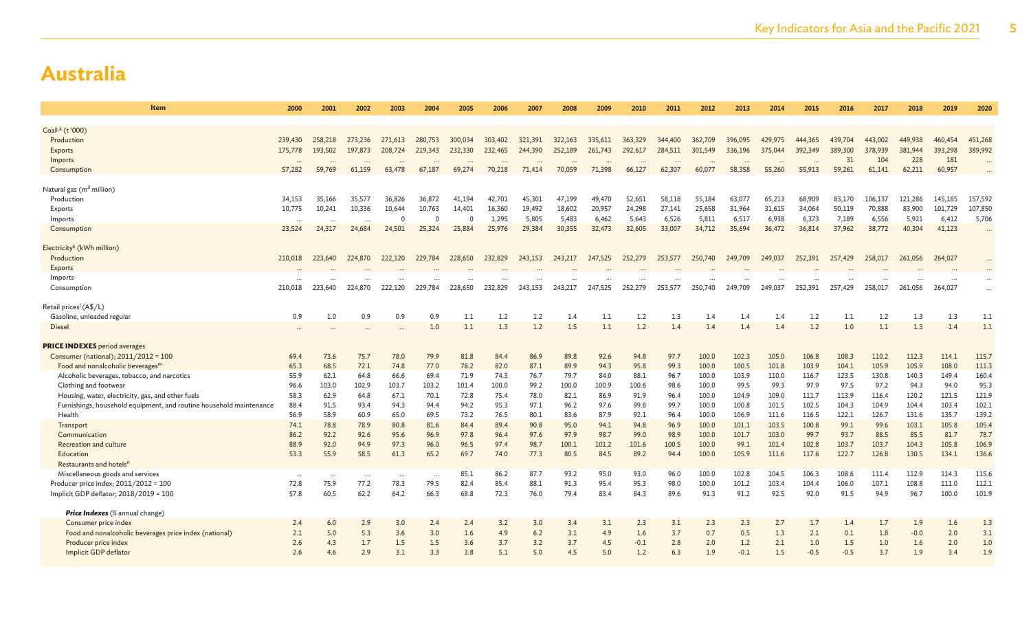# Australia

| Item | 2000 | 2001 | 2002 | 2003 | 2004 | 2005 | 2006 | 2007 | 2008 | 2009 | 2010 | 2011 | 2012 | 2013 | 2014 | 2015 | 2016 | 2017 | 2018 | 2019 | 2020 |
|---|---|---|---|---|---|---|---|---|---|---|---|---|---|---|---|---|---|---|---|---|---|
| Coal[j,k] (t '000) | | | | | | | | | | | | | | | | | | | | | |
| Production | 239,430 | 258,218 | 273,236 | 271,613 | 280,753 | 300,034 | 303,402 | 321,391 | 322,163 | 335,611 | 363,329 | 344,400 | 362,709 | 396,095 | 429,975 | 444,365 | 439,704 | 443,002 | 449,938 | 460,454 | 451,268 |
| Exports | 175,778 | 193,502 | 197,873 | 208,724 | 219,343 | 232,330 | 232,465 | 244,390 | 252,189 | 261,743 | 292,617 | 284,511 | 301,549 | 336,196 | 375,044 | 392,349 | 389,300 | 378,939 | 381,944 | 393,298 | 389,992 |
| Imports | ... | ... | ... | ... | ... | ... | ... | ... | ... | ... | ... | ... | ... | ... | ... | ... | 31 | 104 | 228 | 181 | ... |
| Consumption | 57,282 | 59,769 | 61,159 | 63,478 | 67,187 | 69,274 | 70,218 | 71,414 | 70,059 | 71,398 | 66,127 | 62,307 | 60,077 | 58,358 | 55,260 | 55,913 | 59,261 | 61,141 | 62,211 | 60,957 | ... |
| Natural gas ($m^3$ million) | | | | | | | | | | | | | | | | | | | | | |
| Production | 34,153 | 35,166 | 35,577 | 36,826 | 36,872 | 41,194 | 42,701 | 45,301 | 47,199 | 49,470 | 52,651 | 58,118 | 55,184 | 63,077 | 65,213 | 68,909 | 83,170 | 106,137 | 121,286 | 145,185 | 157,592 |
| Exports | 10,775 | 10,241 | 10,336 | 10,644 | 10,763 | 14,401 | 16,360 | 19,492 | 18,602 | 20,957 | 24,298 | 27,141 | 25,658 | 31,964 | 31,615 | 34,064 | 50,119 | 70,888 | 83,900 | 101,729 | 107,850 |
| Imports | ... | ... | ... | 0 | 0 | 0 | 1,295 | 5,805 | 5,483 | 6,462 | 5,643 | 6,526 | 5,811 | 6,517 | 6,938 | 6,373 | 7,189 | 6,556 | 5,921 | 6,412 | 5,706 |
| Consumption | 23,524 | 24,317 | 24,684 | 24,501 | 25,324 | 25,884 | 25,976 | 29,384 | 30,355 | 32,473 | 32,605 | 33,007 | 34,712 | 35,694 | 36,472 | 36,814 | 37,962 | 38,772 | 40,304 | 41,123 | ... |
| Electricity[k] (kWh million) | | | | | | | | | | | | | | | | | | | | | |
| Production | 210,018 | 223,640 | 224,870 | 222,120 | 229,784 | 228,650 | 232,829 | 243,153 | 243,217 | 247,525 | 252,279 | 253,577 | 250,740 | 249,709 | 249,037 | 252,391 | 257,429 | 258,017 | 261,056 | 264,027 | ... |
| Exports | ... | ... | ... | ... | ... | ... | ... | ... | ... | ... | ... | ... | ... | ... | ... | ... | ... | ... | ... | ... | ... |
| Imports | ... | ... | ... | ... | ... | ... | ... | ... | ... | ... | ... | ... | ... | ... | ... | ... | ... | ... | ... | ... | ... |
| Consumption | 210,018 | 223,640 | 224,870 | 222,120 | 229,784 | 228,650 | 232,829 | 243,153 | 243,217 | 247,525 | 252,279 | 253,577 | 250,740 | 249,709 | 249,037 | 252,391 | 257,429 | 258,017 | 261,056 | 264,027 | ... |
| Retail prices[l] (A$/L) | | | | | | | | | | | | | | | | | | | | | |
| Gasoline, unleaded regular | 0.9 | 1.0 | 0.9 | 0.9 | 0.9 | 1.1 | 1.2 | 1.2 | 1.4 | 1.1 | 1.2 | 1.3 | 1.4 | 1.4 | 1.4 | 1.2 | 1.1 | 1.2 | 1.3 | 1.3 | 1.1 |
| Diesel | ... | ... | ... | ... | 1.0 | 1.1 | 1.3 | 1.2 | 1.5 | 1.1 | 1.2 | 1.4 | 1.4 | 1.4 | 1.4 | 1.2 | 1.0 | 1.1 | 1.3 | 1.4 | 1.1 |
| **PRICE INDEXES** period averages | | | | | | | | | | | | | | | | | | | | | |
| Consumer (national); 2011/2012 = 100 | 69.4 | 73.6 | 75.7 | 78.0 | 79.9 | 81.8 | 84.4 | 86.9 | 89.8 | 92.6 | 94.8 | 97.7 | 100.0 | 102.3 | 105.0 | 106.8 | 108.3 | 110.2 | 112.3 | 114.1 | 115.7 |
| Food and nonalcoholic beverages[m] | 65.3 | 68.5 | 72.1 | 74.8 | 77.0 | 78.2 | 82.0 | 87.1 | 89.9 | 94.3 | 95.8 | 99.3 | 100.0 | 100.5 | 101.8 | 103.9 | 104.1 | 105.9 | 105.9 | 108.0 | 111.3 |
| Alcoholic beverages, tobacco, and narcotics | 55.9 | 62.1 | 64.8 | 66.6 | 69.4 | 71.9 | 74.3 | 76.7 | 79.7 | 84.0 | 88.1 | 96.7 | 100.0 | 103.9 | 110.0 | 116.7 | 123.5 | 130.8 | 140.3 | 149.4 | 160.4 |
| Clothing and footwear | 96.6 | 103.0 | 102.9 | 103.7 | 103.2 | 101.4 | 100.0 | 99.2 | 100.0 | 100.9 | 100.6 | 98.6 | 100.0 | 99.5 | 99.3 | 97.9 | 97.5 | 97.2 | 94.3 | 94.0 | 95.3 |
| Housing, water, electricity, gas, and other fuels | 58.3 | 62.9 | 64.8 | 67.1 | 70.1 | 72.8 | 75.4 | 78.0 | 82.1 | 86.9 | 91.9 | 96.4 | 100.0 | 104.9 | 109.0 | 111.7 | 113.9 | 116.4 | 120.2 | 121.5 | 121.9 |
| Furnishings, household equipment, and routine household maintenance | 88.4 | 91.5 | 93.4 | 94.3 | 94.4 | 94.2 | 95.3 | 97.1 | 96.2 | 97.6 | 99.8 | 99.7 | 100.0 | 100.8 | 101.5 | 102.5 | 104.3 | 104.9 | 104.4 | 103.4 | 102.1 |
| Health | 56.9 | 58.9 | 60.9 | 65.0 | 69.5 | 73.2 | 76.5 | 80.1 | 83.6 | 87.9 | 92.1 | 96.4 | 100.0 | 106.9 | 111.6 | 116.5 | 122.1 | 126.7 | 131.6 | 135.7 | 139.2 |
| Transport | 74.1 | 78.8 | 78.9 | 80.8 | 81.6 | 84.4 | 89.4 | 90.8 | 95.0 | 94.1 | 94.8 | 96.9 | 100.0 | 101.1 | 103.5 | 100.8 | 99.1 | 99.6 | 103.1 | 105.8 | 105.4 |
| Communication | 86.2 | 92.2 | 92.6 | 95.6 | 96.9 | 97.8 | 96.4 | 97.6 | 97.9 | 98.7 | 99.0 | 98.9 | 100.0 | 101.7 | 103.0 | 99.7 | 93.7 | 88.5 | 85.5 | 81.7 | 78.7 |
| Recreation and culture | 88.9 | 92.0 | 94.9 | 97.3 | 96.0 | 96.5 | 97.4 | 98.7 | 100.1 | 101.2 | 101.6 | 100.5 | 100.0 | 99.1 | 101.4 | 102.8 | 103.7 | 103.7 | 104.3 | 105.8 | 106.9 |
| Education | 53.3 | 55.9 | 58.5 | 61.3 | 65.2 | 69.7 | 74.0 | 77.3 | 80.5 | 84.5 | 89.2 | 94.4 | 100.0 | 105.9 | 111.6 | 117.6 | 122.7 | 126.8 | 130.5 | 134.1 | 136.6 |
| Restaurants and hotels[n] | | | | | | | | | | | | | | | | | | | | | |
| Miscellaneous goods and services | ... | ... | ... | ... | ... | 85.1 | 86.2 | 87.7 | 93.2 | 95.0 | 93.0 | 96.0 | 100.0 | 102.8 | 104.5 | 106.3 | 108.6 | 111.4 | 112.9 | 114.3 | 115.6 |
| Producer price index; 2011/2012 = 100 | 72.8 | 75.9 | 77.2 | 78.3 | 79.5 | 82.4 | 85.4 | 88.1 | 91.3 | 95.4 | 95.3 | 98.0 | 100.0 | 101.2 | 103.4 | 104.4 | 106.0 | 107.1 | 108.8 | 111.0 | 112.1 |
| Implicit GDP deflator; 2018/2019 = 100 | 57.8 | 60.5 | 62.2 | 64.2 | 66.3 | 68.8 | 72.3 | 76.0 | 79.4 | 83.4 | 84.3 | 89.6 | 91.3 | 91.2 | 92.5 | 92.0 | 91.5 | 94.9 | 96.7 | 100.0 | 101.9 |
| ***Price Indexes*** (% annual change) | | | | | | | | | | | | | | | | | | | | | |
| Consumer price index | 2.4 | 6.0 | 2.9 | 3.0 | 2.4 | 2.4 | 3.2 | 3.0 | 3.4 | 3.1 | 2.3 | 3.1 | 2.3 | 2.3 | 2.7 | 1.7 | 1.4 | 1.7 | 1.9 | 1.6 | 1.3 |
| Food and nonalcoholic beverages price index (national) | 2.1 | 5.0 | 5.3 | 3.6 | 3.0 | 1.6 | 4.9 | 6.2 | 3.1 | 4.9 | 1.6 | 3.7 | 0.7 | 0.5 | 1.3 | 2.1 | 0.1 | 1.8 | -0.0 | 2.0 | 3.1 |
| Producer price index | 2.6 | 4.3 | 1.7 | 1.5 | 1.5 | 3.6 | 3.7 | 3.2 | 3.7 | 4.5 | -0.1 | 2.8 | 2.0 | 1.2 | 2.1 | 1.0 | 1.5 | 1.0 | 1.6 | 2.0 | 1.0 |
| Implicit GDP deflator | 2.6 | 4.6 | 2.9 | 3.1 | 3.3 | 3.8 | 5.1 | 5.0 | 4.5 | 5.0 | 1.2 | 6.3 | 1.9 | -0.1 | 1.5 | -0.5 | -0.5 | 3.7 | 1.9 | 3.4 | 1.9 |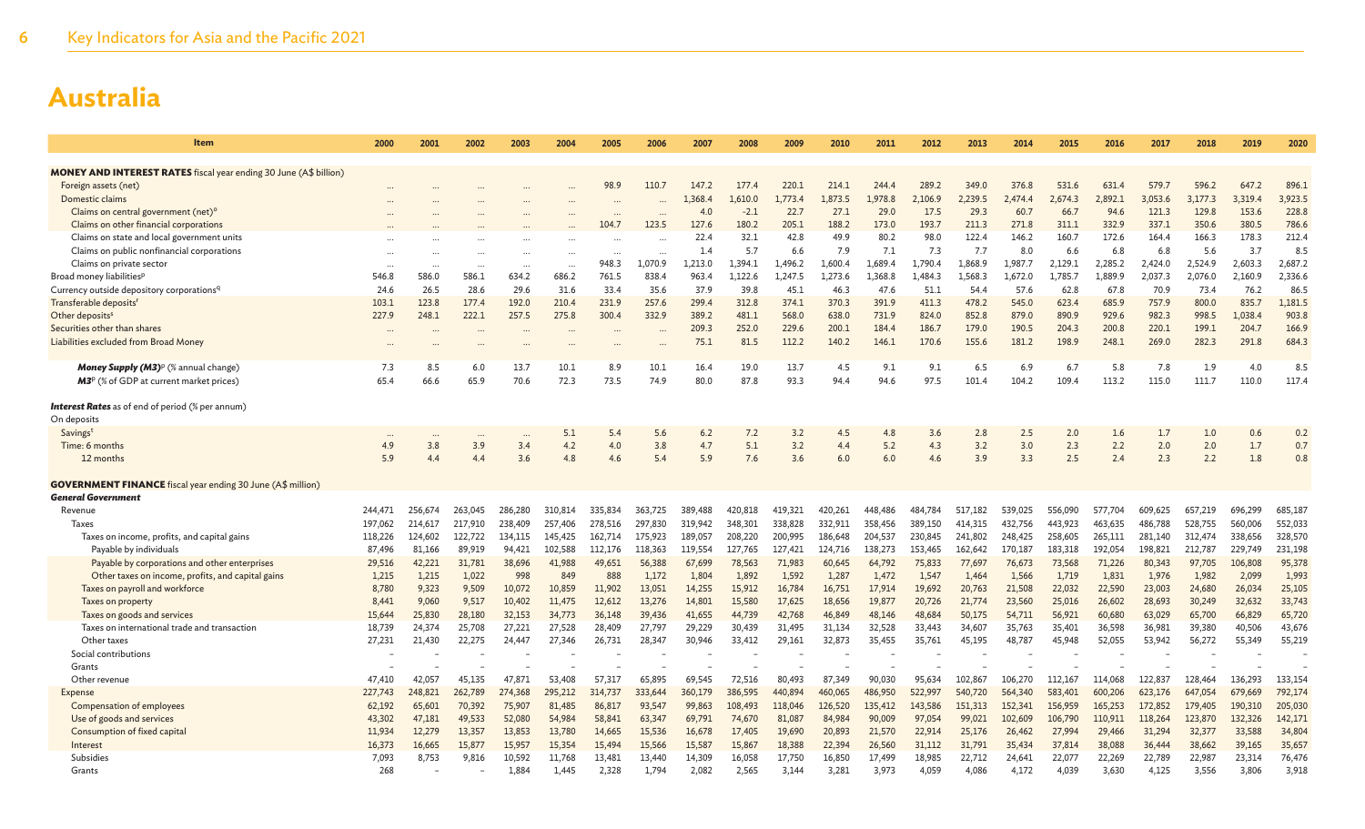# Australia

| Item | 2000 | 2001 | 2002 | 2003 | 2004 | 2005 | 2006 | 2007 | 2008 | 2009 | 2010 | 2011 | 2012 | 2013 | 2014 | 2015 | 2016 | 2017 | 2018 | 2019 | 2020 |
|---|---|---|---|---|---|---|---|---|---|---|---|---|---|---|---|---|---|---|---|---|---|
| **MONEY AND INTEREST RATES** fiscal year ending 30 June (A$ billion) | | | | | | | | | | | | | | | | | | | | | |
| Foreign assets (net) | ... | ... | ... | ... | ... | 98.9 | 110.7 | 147.2 | 177.4 | 220.1 | 214.1 | 244.4 | 289.2 | 349.0 | 376.8 | 531.6 | 631.4 | 579.7 | 596.2 | 647.2 | 896.1 |
| Domestic claims | ... | ... | ... | ... | ... | ... | ... | 1,368.4 | 1,610.0 | 1,773.4 | 1,873.5 | 1,978.8 | 2,106.9 | 2,239.5 | 2,474.4 | 2,674.3 | 2,892.1 | 3,053.6 | 3,177.3 | 3,319.4 | 3,923.5 |
| Claims on central government (net)[o] | ... | ... | ... | ... | ... | ... | ... | 4.0 | -2.1 | 22.7 | 27.1 | 29.0 | 17.5 | 29.3 | 60.7 | 66.7 | 94.6 | 121.3 | 129.8 | 153.6 | 228.8 |
| Claims on other financial corporations | ... | ... | ... | ... | ... | 104.7 | 123.5 | 127.6 | 180.2 | 205.1 | 188.2 | 173.0 | 193.7 | 211.3 | 271.8 | 311.1 | 332.9 | 337.1 | 350.6 | 380.5 | 786.6 |
| Claims on state and local government units | ... | ... | ... | ... | ... | ... | ... | 22.4 | 32.1 | 42.8 | 49.9 | 80.2 | 98.0 | 122.4 | 146.2 | 160.7 | 172.6 | 164.4 | 166.3 | 178.3 | 212.4 |
| Claims on public nonfinancial corporations | ... | ... | ... | ... | ... | ... | ... | 1.4 | 5.7 | 6.6 | 7.9 | 7.1 | 7.3 | 7.7 | 8.0 | 6.6 | 6.8 | 6.8 | 5.6 | 3.7 | 8.5 |
| Claims on private sector | ... | ... | ... | ... | ... | 948.3 | 1,070.9 | 1,213.0 | 1,394.1 | 1,496.2 | 1,600.4 | 1,689.4 | 1,790.4 | 1,868.9 | 1,987.7 | 2,129.1 | 2,285.2 | 2,424.0 | 2,524.9 | 2,603.3 | 2,687.2 |
| Broad money liabilities[p] | 546.8 | 586.0 | 586.1 | 634.2 | 686.2 | 761.5 | 838.4 | 963.4 | 1,122.6 | 1,247.5 | 1,273.6 | 1,368.8 | 1,484.3 | 1,568.3 | 1,672.0 | 1,785.7 | 1,889.9 | 2,037.3 | 2,076.0 | 2,160.9 | 2,336.6 |
| Currency outside depository corporations[q] | 24.6 | 26.5 | 28.6 | 29.6 | 31.6 | 33.4 | 35.6 | 37.9 | 39.8 | 45.1 | 46.3 | 47.6 | 51.1 | 54.4 | 57.6 | 62.8 | 67.8 | 70.9 | 73.4 | 76.2 | 86.5 |
| Transferable deposits[r] | 103.1 | 123.8 | 177.4 | 192.0 | 210.4 | 231.9 | 257.6 | 299.4 | 312.8 | 374.1 | 370.3 | 391.9 | 411.3 | 478.2 | 545.0 | 623.4 | 685.9 | 757.9 | 800.0 | 835.7 | 1,181.5 |
| Other deposits[s] | 227.9 | 248.1 | 222.1 | 257.5 | 275.8 | 300.4 | 332.9 | 389.2 | 481.1 | 568.0 | 638.0 | 731.9 | 824.0 | 852.8 | 879.0 | 890.9 | 929.6 | 982.3 | 998.5 | 1,038.4 | 903.8 |
| Securities other than shares | ... | ... | ... | ... | ... | ... | ... | 209.3 | 252.0 | 229.6 | 200.1 | 184.4 | 186.7 | 179.0 | 190.5 | 204.3 | 200.8 | 220.1 | 199.1 | 204.7 | 166.9 |
| Liabilities excluded from Broad Money | ... | ... | ... | ... | ... | ... | ... | 75.1 | 81.5 | 112.2 | 140.2 | 146.1 | 170.6 | 155.6 | 181.2 | 198.9 | 248.1 | 269.0 | 282.3 | 291.8 | 684.3 |
| ***Money Supply (M3)***[p] (% annual change) | 7.3 | 8.5 | 6.0 | 13.7 | 10.1 | 8.9 | 10.1 | 16.4 | 19.0 | 13.7 | 4.5 | 9.1 | 9.1 | 6.5 | 6.9 | 6.7 | 5.8 | 7.8 | 1.9 | 4.0 | 8.5 |
| ***M3***[p] (% of GDP at current market prices) | 65.4 | 66.6 | 65.9 | 70.6 | 72.3 | 73.5 | 74.9 | 80.0 | 87.8 | 93.3 | 94.4 | 94.6 | 97.5 | 101.4 | 104.2 | 109.4 | 113.2 | 115.0 | 111.7 | 110.0 | 117.4 |
| ***Interest Rates*** as of end of period (% per annum) | | | | | | | | | | | | | | | | | | | | | |
| On deposits | | | | | | | | | | | | | | | | | | | | | |
| Savings[t] | ... | ... | ... | ... | 5.1 | 5.4 | 5.6 | 6.2 | 7.2 | 3.2 | 4.5 | 4.8 | 3.6 | 2.8 | 2.5 | 2.0 | 1.6 | 1.7 | 1.0 | 0.6 | 0.2 |
| Time: 6 months | 4.9 | 3.8 | 3.9 | 3.4 | 4.2 | 4.0 | 3.8 | 4.7 | 5.1 | 3.2 | 4.4 | 5.2 | 4.3 | 3.2 | 3.0 | 2.3 | 2.2 | 2.0 | 2.0 | 1.7 | 0.7 |
| 12 months | 5.9 | 4.4 | 4.4 | 3.6 | 4.8 | 4.6 | 5.4 | 5.9 | 7.6 | 3.6 | 6.0 | 6.0 | 4.6 | 3.9 | 3.3 | 2.5 | 2.4 | 2.3 | 2.2 | 1.8 | 0.8 |
| **GOVERNMENT FINANCE** fiscal year ending 30 June (A$ million) | | | | | | | | | | | | | | | | | | | | | |
| ***General Government*** | | | | | | | | | | | | | | | | | | | | | |
| Revenue | 244,471 | 256,674 | 263,045 | 286,280 | 310,814 | 335,834 | 363,725 | 389,488 | 420,818 | 419,321 | 420,261 | 448,486 | 484,784 | 517,182 | 539,025 | 556,090 | 577,704 | 609,625 | 657,219 | 696,299 | 685,187 |
| Taxes | 197,062 | 214,617 | 217,910 | 238,409 | 257,406 | 278,516 | 297,830 | 319,942 | 348,301 | 338,828 | 332,911 | 358,456 | 389,150 | 414,315 | 432,756 | 443,923 | 463,635 | 486,788 | 528,755 | 560,006 | 552,033 |
| Taxes on income, profits, and capital gains | 118,226 | 124,602 | 122,722 | 134,115 | 145,425 | 162,714 | 175,923 | 189,057 | 208,220 | 200,995 | 186,648 | 204,537 | 230,845 | 241,802 | 248,425 | 258,605 | 265,111 | 281,140 | 312,474 | 338,656 | 328,570 |
| Payable by individuals | 87,496 | 81,166 | 89,919 | 94,421 | 102,588 | 112,176 | 118,363 | 119,554 | 127,765 | 127,421 | 124,716 | 138,273 | 153,465 | 162,642 | 170,187 | 183,318 | 192,054 | 198,821 | 212,787 | 229,749 | 231,198 |
| Payable by corporations and other enterprises | 29,516 | 42,221 | 31,781 | 38,696 | 41,988 | 49,651 | 56,388 | 67,699 | 78,563 | 71,983 | 60,645 | 64,792 | 75,833 | 77,697 | 76,673 | 73,568 | 71,226 | 80,343 | 97,705 | 106,808 | 95,378 |
| Other taxes on income, profits, and capital gains | 1,215 | 1,215 | 1,022 | 998 | 849 | 888 | 1,172 | 1,804 | 1,892 | 1,592 | 1,287 | 1,472 | 1,547 | 1,464 | 1,566 | 1,719 | 1,831 | 1,976 | 1,982 | 2,099 | 1,993 |
| Taxes on payroll and workforce | 8,780 | 9,323 | 9,509 | 10,072 | 10,859 | 11,902 | 13,051 | 14,255 | 15,912 | 16,784 | 16,751 | 17,914 | 19,692 | 20,763 | 21,508 | 22,032 | 22,590 | 23,003 | 24,680 | 26,034 | 25,105 |
| Taxes on property | 8,441 | 9,060 | 9,517 | 10,402 | 11,475 | 12,612 | 13,276 | 14,801 | 15,580 | 17,625 | 18,656 | 19,877 | 20,726 | 21,774 | 23,560 | 25,016 | 26,602 | 28,693 | 30,249 | 32,632 | 33,743 |
| Taxes on goods and services | 15,644 | 25,830 | 28,180 | 32,153 | 34,773 | 36,148 | 39,436 | 41,655 | 44,739 | 42,768 | 46,849 | 48,146 | 48,684 | 50,175 | 54,711 | 56,921 | 60,680 | 63,029 | 65,700 | 66,829 | 65,720 |
| Taxes on international trade and transaction | 18,739 | 24,374 | 25,708 | 27,221 | 27,528 | 28,409 | 27,797 | 29,229 | 30,439 | 31,495 | 31,134 | 32,528 | 33,443 | 34,607 | 35,763 | 35,401 | 36,598 | 36,981 | 39,380 | 40,506 | 43,676 |
| Other taxes | 27,231 | 21,430 | 22,275 | 24,447 | 27,346 | 26,731 | 28,347 | 30,946 | 33,412 | 29,161 | 32,873 | 35,455 | 35,761 | 45,195 | 48,787 | 45,948 | 52,055 | 53,942 | 56,272 | 55,349 | 55,219 |
| Social contributions | – | – | – | – | – | – | – | – | – | – | – | – | – | – | – | – | – | – | – | – | – |
| Grants | – | – | – | – | – | – | – | – | – | – | – | – | – | – | – | – | – | – | – | – | – |
| Other revenue | 47,410 | 42,057 | 45,135 | 47,871 | 53,408 | 57,317 | 65,895 | 69,545 | 72,516 | 80,493 | 87,349 | 90,030 | 95,634 | 102,867 | 106,270 | 112,167 | 114,068 | 122,837 | 128,464 | 136,293 | 133,154 |
| Expense | 227,743 | 248,821 | 262,789 | 274,368 | 295,212 | 314,737 | 333,644 | 360,179 | 386,595 | 440,894 | 460,065 | 486,950 | 522,997 | 540,720 | 564,340 | 583,401 | 600,206 | 623,176 | 647,054 | 679,669 | 792,174 |
| Compensation of employees | 62,192 | 65,601 | 70,392 | 75,907 | 81,485 | 86,817 | 93,547 | 99,863 | 108,493 | 118,046 | 126,520 | 135,412 | 143,586 | 151,313 | 152,341 | 156,959 | 165,253 | 172,852 | 179,405 | 190,310 | 205,030 |
| Use of goods and services | 43,302 | 47,181 | 49,533 | 52,080 | 54,984 | 58,841 | 63,347 | 69,791 | 74,670 | 81,087 | 84,984 | 90,009 | 97,054 | 99,021 | 102,609 | 106,790 | 110,911 | 118,264 | 123,870 | 132,326 | 142,171 |
| Consumption of fixed capital | 11,934 | 12,279 | 13,357 | 13,853 | 13,780 | 14,665 | 15,536 | 16,678 | 17,405 | 19,690 | 20,893 | 21,570 | 22,914 | 25,176 | 26,462 | 27,994 | 29,466 | 31,294 | 32,377 | 33,588 | 34,804 |
| Interest | 16,373 | 16,665 | 15,877 | 15,957 | 15,354 | 15,494 | 15,566 | 15,587 | 15,867 | 18,388 | 22,394 | 26,560 | 31,112 | 31,791 | 35,434 | 37,814 | 38,088 | 36,444 | 38,662 | 39,165 | 35,657 |
| Subsidies | 7,093 | 8,753 | 9,816 | 10,592 | 11,768 | 13,481 | 13,440 | 14,309 | 16,058 | 17,750 | 16,850 | 17,499 | 18,985 | 22,712 | 24,641 | 22,077 | 22,269 | 22,789 | 22,987 | 23,314 | 76,476 |
| Grants | 268 | – | – | 1,884 | 1,445 | 2,328 | 1,794 | 2,082 | 2,565 | 3,144 | 3,281 | 3,973 | 4,059 | 4,086 | 4,172 | 4,039 | 3,630 | 4,125 | 3,556 | 3,806 | 3,918 |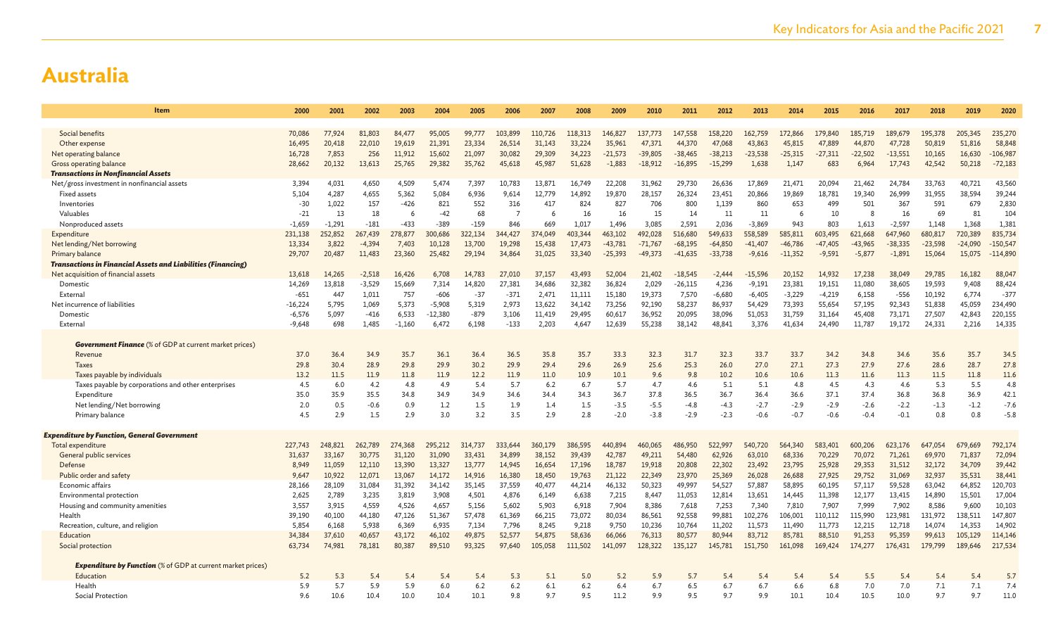# Australia

| Item | 2000 | 2001 | 2002 | 2003 | 2004 | 2005 | 2006 | 2007 | 2008 | 2009 | 2010 | 2011 | 2012 | 2013 | 2014 | 2015 | 2016 | 2017 | 2018 | 2019 | 2020 |
|---|---|---|---|---|---|---|---|---|---|---|---|---|---|---|---|---|---|---|---|---|---|
| Social benefits | 70,086 | 77,924 | 81,803 | 84,477 | 95,005 | 99,777 | 103,899 | 110,726 | 118,313 | 146,827 | 137,773 | 147,558 | 158,220 | 162,759 | 172,866 | 179,840 | 185,719 | 189,679 | 195,378 | 205,345 | 235,270 |
| Other expense | 16,495 | 20,418 | 22,010 | 19,619 | 21,391 | 23,334 | 26,514 | 31,143 | 33,224 | 35,961 | 47,371 | 44,370 | 47,068 | 43,863 | 45,815 | 47,889 | 44,870 | 47,728 | 50,819 | 51,816 | 58,848 |
| Net operating balance | 16,728 | 7,853 | 256 | 11,912 | 15,602 | 21,097 | 30,082 | 29,309 | 34,223 | -21,573 | -39,805 | -38,465 | -38,213 | -23,538 | -25,315 | -27,311 | -22,502 | -13,551 | 10,165 | 16,630 | -106,987 |
| Gross operating balance | 28,662 | 20,132 | 13,613 | 25,765 | 29,382 | 35,762 | 45,618 | 45,987 | 51,628 | -1,883 | -18,912 | -16,895 | -15,299 | 1,638 | 1,147 | 683 | 6,964 | 17,743 | 42,542 | 50,218 | -72,183 |
| ***Transactions in Nonfinancial Assets*** | | | | | | | | | | | | | | | | | | | | | |
| Net/gross investment in nonfinancial assets | 3,394 | 4,031 | 4,650 | 4,509 | 5,474 | 7,397 | 10,783 | 13,871 | 16,749 | 22,208 | 31,962 | 29,730 | 26,636 | 17,869 | 21,471 | 20,094 | 21,462 | 24,784 | 33,763 | 40,721 | 43,560 |
| Fixed assets | 5,104 | 4,287 | 4,655 | 5,362 | 5,084 | 6,936 | 9,614 | 12,779 | 14,892 | 19,870 | 28,157 | 26,324 | 23,451 | 20,866 | 19,869 | 18,781 | 19,340 | 26,999 | 31,955 | 38,594 | 39,244 |
| Inventories | -30 | 1,022 | 157 | -426 | 821 | 552 | 316 | 417 | 824 | 827 | 706 | 800 | 1,139 | 860 | 653 | 499 | 501 | 367 | 591 | 679 | 2,830 |
| Valuables | -21 | 13 | 18 | 6 | -42 | 68 | 7 | 6 | 16 | 16 | 15 | 14 | 11 | 11 | 6 | 10 | 8 | 16 | 69 | 81 | 104 |
| Nonproduced assets | -1,659 | -1,291 | -181 | -433 | -389 | -159 | 846 | 669 | 1,017 | 1,496 | 3,085 | 2,591 | 2,036 | -3,869 | 943 | 803 | 1,613 | -2,597 | 1,148 | 1,368 | 1,381 |
| Expenditure | 231,138 | 252,852 | 267,439 | 278,877 | 300,686 | 322,134 | 344,427 | 374,049 | 403,344 | 463,102 | 492,028 | 516,680 | 549,633 | 558,589 | 585,811 | 603,495 | 621,668 | 647,960 | 680,817 | 720,389 | 835,734 |
| Net lending/Net borrowing | 13,334 | 3,822 | -4,394 | 7,403 | 10,128 | 13,700 | 19,298 | 15,438 | 17,473 | -43,781 | -71,767 | -68,195 | -64,850 | -41,407 | -46,786 | -47,405 | -43,965 | -38,335 | -23,598 | -24,090 | -150,547 |
| Primary balance | 29,707 | 20,487 | 11,483 | 23,360 | 25,482 | 29,194 | 34,864 | 31,025 | 33,340 | -25,393 | -49,373 | -41,635 | -33,738 | -9,616 | -11,352 | -9,591 | -5,877 | -1,891 | 15,064 | 15,075 | -114,890 |
| ***Transactions in Financial Assets and Liabilities (Financing)*** | | | | | | | | | | | | | | | | | | | | | |
| Net acquisition of financial assets | 13,618 | 14,265 | -2,518 | 16,426 | 6,708 | 14,783 | 27,010 | 37,157 | 43,493 | 52,004 | 21,402 | -18,545 | -2,444 | -15,596 | 20,152 | 14,932 | 17,238 | 38,049 | 29,785 | 16,182 | 88,047 |
| Domestic | 14,269 | 13,818 | -3,529 | 15,669 | 7,314 | 14,820 | 27,381 | 34,686 | 32,382 | 36,824 | 2,029 | -26,115 | 4,236 | -9,191 | 23,381 | 19,151 | 11,080 | 38,605 | 19,593 | 9,408 | 88,424 |
| External | -651 | 447 | 1,011 | 757 | -606 | -37 | -371 | 2,471 | 11,111 | 15,180 | 19,373 | 7,570 | -6,680 | -6,405 | -3,229 | -4,219 | 6,158 | -556 | 10,192 | 6,774 | -377 |
| Net incurrence of liabilities | -16,224 | 5,795 | 1,069 | 5,373 | -5,908 | 5,319 | 2,973 | 13,622 | 34,142 | 73,256 | 92,190 | 58,237 | 86,937 | 54,429 | 73,393 | 55,654 | 57,195 | 92,343 | 51,838 | 45,059 | 234,490 |
| Domestic | -6,576 | 5,097 | -416 | 6,533 | -12,380 | -879 | 3,106 | 11,419 | 29,495 | 60,617 | 36,952 | 20,095 | 38,096 | 51,053 | 31,759 | 31,164 | 45,408 | 73,171 | 27,507 | 42,843 | 220,155 |
| External | -9,648 | 698 | 1,485 | -1,160 | 6,472 | 6,198 | -133 | 2,203 | 4,647 | 12,639 | 55,238 | 38,142 | 48,841 | 3,376 | 41,634 | 24,490 | 11,787 | 19,172 | 24,331 | 2,216 | 14,335 |
| ***Government Finance*** (% of GDP at current market prices) | | | | | | | | | | | | | | | | | | | | | |
| Revenue | 37.0 | 36.4 | 34.9 | 35.7 | 36.1 | 36.4 | 36.5 | 35.8 | 35.7 | 33.3 | 32.3 | 31.7 | 32.3 | 33.7 | 33.7 | 34.2 | 34.8 | 34.6 | 35.6 | 35.7 | 34.5 |
| Taxes | 29.8 | 30.4 | 28.9 | 29.8 | 29.9 | 30.2 | 29.9 | 29.4 | 29.6 | 26.9 | 25.6 | 25.3 | 26.0 | 27.0 | 27.1 | 27.3 | 27.9 | 27.6 | 28.6 | 28.7 | 27.8 |
| Taxes payable by individuals | 13.2 | 11.5 | 11.9 | 11.8 | 11.9 | 12.2 | 11.9 | 11.0 | 10.9 | 10.1 | 9.6 | 9.8 | 10.2 | 10.6 | 10.6 | 11.3 | 11.6 | 11.3 | 11.5 | 11.8 | 11.6 |
| Taxes payable by corporations and other enterprises | 4.5 | 6.0 | 4.2 | 4.8 | 4.9 | 5.4 | 5.7 | 6.2 | 6.7 | 5.7 | 4.7 | 4.6 | 5.1 | 5.1 | 4.8 | 4.5 | 4.3 | 4.6 | 5.3 | 5.5 | 4.8 |
| Expenditure | 35.0 | 35.9 | 35.5 | 34.8 | 34.9 | 34.9 | 34.6 | 34.4 | 34.3 | 36.7 | 37.8 | 36.5 | 36.7 | 36.4 | 36.6 | 37.1 | 37.4 | 36.8 | 36.8 | 36.9 | 42.1 |
| Net lending/Net borrowing | 2.0 | 0.5 | -0.6 | 0.9 | 1.2 | 1.5 | 1.9 | 1.4 | 1.5 | -3.5 | -5.5 | -4.8 | -4.3 | -2.7 | -2.9 | -2.9 | -2.6 | -2.2 | -1.3 | -1.2 | -7.6 |
| Primary balance | 4.5 | 2.9 | 1.5 | 2.9 | 3.0 | 3.2 | 3.5 | 2.9 | 2.8 | -2.0 | -3.8 | -2.9 | -2.3 | -0.6 | -0.7 | -0.6 | -0.4 | -0.1 | 0.8 | 0.8 | -5.8 |
| ***Expenditure by Function, General Government*** | | | | | | | | | | | | | | | | | | | | | |
| Total expenditure | 227,743 | 248,821 | 262,789 | 274,368 | 295,212 | 314,737 | 333,644 | 360,179 | 386,595 | 440,894 | 460,065 | 486,950 | 522,997 | 540,720 | 564,340 | 583,401 | 600,206 | 623,176 | 647,054 | 679,669 | 792,174 |
| General public services | 31,637 | 33,167 | 30,775 | 31,120 | 31,090 | 33,431 | 34,899 | 38,152 | 39,439 | 42,787 | 49,211 | 54,480 | 62,926 | 63,010 | 68,336 | 70,229 | 70,072 | 71,261 | 69,970 | 71,837 | 72,094 |
| Defense | 8,949 | 11,059 | 12,110 | 13,390 | 13,327 | 13,777 | 14,945 | 16,654 | 17,196 | 18,787 | 19,918 | 20,808 | 22,302 | 23,492 | 23,795 | 25,928 | 29,353 | 31,512 | 32,172 | 34,709 | 39,442 |
| Public order and safety | 9,647 | 10,922 | 12,071 | 13,067 | 14,172 | 14,916 | 16,380 | 18,450 | 19,763 | 21,122 | 22,349 | 23,970 | 25,369 | 26,028 | 26,688 | 27,925 | 29,752 | 31,069 | 32,937 | 35,531 | 38,441 |
| Economic affairs | 28,166 | 28,109 | 31,084 | 31,392 | 34,142 | 35,145 | 37,559 | 40,477 | 44,214 | 46,132 | 50,323 | 49,997 | 54,527 | 57,887 | 58,895 | 60,195 | 57,117 | 59,528 | 63,042 | 64,852 | 120,703 |
| Environmental protection | 2,625 | 2,789 | 3,235 | 3,819 | 3,908 | 4,501 | 4,876 | 6,149 | 6,638 | 7,215 | 8,447 | 11,053 | 12,814 | 13,651 | 14,445 | 11,398 | 12,177 | 13,415 | 14,890 | 15,501 | 17,004 |
| Housing and community amenities | 3,557 | 3,915 | 4,559 | 4,526 | 4,657 | 5,156 | 5,602 | 5,903 | 6,918 | 7,904 | 8,386 | 7,618 | 7,253 | 7,340 | 7,810 | 7,907 | 7,999 | 7,902 | 8,586 | 9,600 | 10,103 |
| Health | 39,190 | 40,100 | 44,180 | 47,126 | 51,367 | 57,478 | 61,369 | 66,215 | 73,072 | 80,034 | 86,561 | 92,558 | 99,881 | 102,276 | 106,001 | 110,112 | 115,990 | 123,981 | 131,972 | 138,511 | 147,807 |
| Recreation, culture, and religion | 5,854 | 6,168 | 5,938 | 6,369 | 6,935 | 7,134 | 7,796 | 8,245 | 9,218 | 9,750 | 10,236 | 10,764 | 11,202 | 11,573 | 11,490 | 11,773 | 12,215 | 12,718 | 14,074 | 14,353 | 14,902 |
| Education | 34,384 | 37,610 | 40,657 | 43,172 | 46,102 | 49,875 | 52,577 | 54,875 | 58,636 | 66,066 | 76,313 | 80,577 | 80,944 | 83,712 | 85,781 | 88,510 | 91,253 | 95,359 | 99,613 | 105,129 | 114,146 |
| Social protection | 63,734 | 74,981 | 78,181 | 80,387 | 89,510 | 93,325 | 97,640 | 105,058 | 111,502 | 141,097 | 128,322 | 135,127 | 145,781 | 151,750 | 161,098 | 169,424 | 174,277 | 176,431 | 179,799 | 189,646 | 217,534 |
| ***Expenditure by Function*** (% of GDP at current market prices) | | | | | | | | | | | | | | | | | | | | | |
| Education | 5.2 | 5.3 | 5.4 | 5.4 | 5.4 | 5.4 | 5.3 | 5.1 | 5.0 | 5.2 | 5.9 | 5.7 | 5.4 | 5.4 | 5.4 | 5.4 | 5.5 | 5.4 | 5.4 | 5.4 | 5.7 |
| Health | 5.9 | 5.7 | 5.9 | 5.9 | 6.0 | 6.2 | 6.2 | 6.1 | 6.2 | 6.4 | 6.7 | 6.5 | 6.7 | 6.7 | 6.6 | 6.8 | 7.0 | 7.0 | 7.1 | 7.1 | 7.4 |
| Social Protection | 9.6 | 10.6 | 10.4 | 10.0 | 10.4 | 10.1 | 9.8 | 9.7 | 9.5 | 11.2 | 9.9 | 9.5 | 9.7 | 9.9 | 10.1 | 10.4 | 10.5 | 10.0 | 9.7 | 9.7 | 11.0 |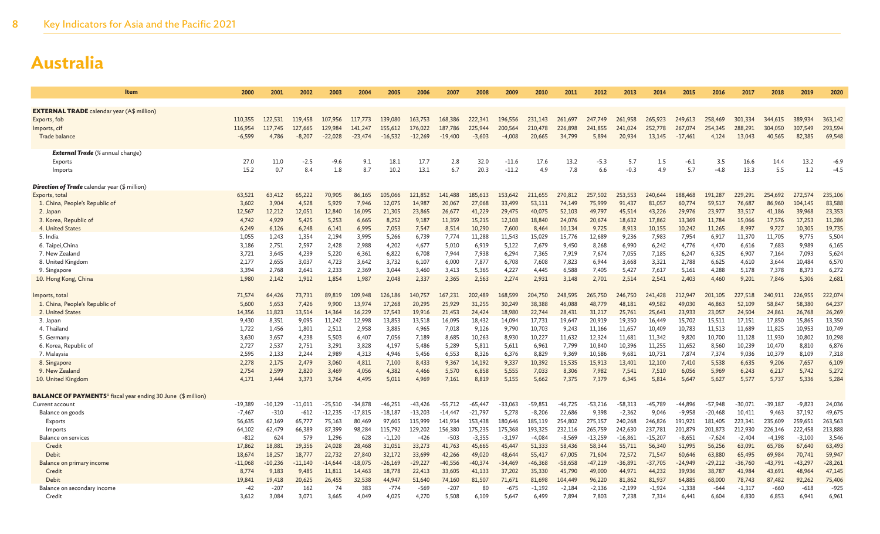# Australia

| Item | 2000 | 2001 | 2002 | 2003 | 2004 | 2005 | 2006 | 2007 | 2008 | 2009 | 2010 | 2011 | 2012 | 2013 | 2014 | 2015 | 2016 | 2017 | 2018 | 2019 | 2020 |
|---|---|---|---|---|---|---|---|---|---|---|---|---|---|---|---|---|---|---|---|---|---|
| **EXTERNAL TRADE** calendar year (A$ million) | | | | | | | | | | | | | | | | | | | | | |
| Exports, fob | 110,355 | 122,531 | 119,458 | 107,956 | 117,773 | 139,080 | 163,753 | 168,386 | 222,341 | 196,556 | 231,143 | 261,697 | 247,749 | 261,958 | 265,923 | 249,613 | 258,469 | 301,334 | 344,615 | 389,934 | 363,142 |
| Imports, cif | 116,954 | 117,745 | 127,665 | 129,984 | 141,247 | 155,612 | 176,022 | 187,786 | 225,944 | 200,564 | 210,478 | 226,898 | 241,855 | 241,024 | 252,778 | 267,074 | 254,345 | 288,291 | 304,050 | 307,549 | 293,594 |
| Trade balance | -6,599 | 4,786 | -8,207 | -22,028 | -23,474 | -16,532 | -12,269 | -19,400 | -3,603 | -4,008 | 20,665 | 34,799 | 5,894 | 20,934 | 13,145 | -17,461 | 4,124 | 13,043 | 40,565 | 82,385 | 69,548 |
| ***External Trade*** (% annual change) | | | | | | | | | | | | | | | | | | | | | |
| Exports | 27.0 | 11.0 | -2.5 | -9.6 | 9.1 | 18.1 | 17.7 | 2.8 | 32.0 | -11.6 | 17.6 | 13.2 | -5.3 | 5.7 | 1.5 | -6.1 | 3.5 | 16.6 | 14.4 | 13.2 | -6.9 |
| Imports | 15.2 | 0.7 | 8.4 | 1.8 | 8.7 | 10.2 | 13.1 | 6.7 | 20.3 | -11.2 | 4.9 | 7.8 | 6.6 | -0.3 | 4.9 | 5.7 | -4.8 | 13.3 | 5.5 | 1.2 | -4.5 |
| ***Direction of Trade*** calendar year ($ million) | | | | | | | | | | | | | | | | | | | | | |
| Exports, total | 63,521 | 63,412 | 65,222 | 70,905 | 86,165 | 105,066 | 121,852 | 141,488 | 185,613 | 153,642 | 211,655 | 270,812 | 257,502 | 253,553 | 240,644 | 188,468 | 191,287 | 229,291 | 254,692 | 272,574 | 235,106 |
| 1. China, People's Republic of | 3,602 | 3,904 | 4,528 | 5,929 | 7,946 | 12,075 | 14,987 | 20,067 | 27,068 | 33,499 | 53,111 | 74,149 | 75,999 | 91,437 | 81,057 | 60,774 | 59,517 | 76,687 | 86,960 | 104,145 | 83,588 |
| 2. Japan | 12,567 | 12,212 | 12,051 | 12,840 | 16,095 | 21,305 | 23,865 | 26,677 | 41,229 | 29,475 | 40,075 | 52,103 | 49,797 | 45,514 | 43,226 | 29,976 | 23,977 | 33,517 | 41,186 | 39,968 | 23,353 |
| 3. Korea, Republic of | 4,742 | 4,929 | 5,425 | 5,253 | 6,665 | 8,252 | 9,187 | 11,359 | 15,215 | 12,108 | 18,840 | 24,076 | 20,674 | 18,632 | 17,862 | 13,369 | 11,784 | 15,066 | 17,576 | 17,253 | 11,286 |
| 4. United States | 6,249 | 6,126 | 6,248 | 6,141 | 6,995 | 7,053 | 7,547 | 8,514 | 10,290 | 7,600 | 8,464 | 10,134 | 9,725 | 8,913 | 10,155 | 10,242 | 11,265 | 8,997 | 9,727 | 10,305 | 19,735 |
| 5. India | 1,055 | 1,243 | 1,354 | 2,194 | 3,995 | 5,266 | 6,739 | 7,774 | 11,288 | 11,543 | 15,029 | 15,776 | 12,689 | 9,236 | 7,983 | 7,954 | 6,917 | 11,370 | 11,705 | 9,775 | 5,504 |
| 6. Taipei,China | 3,186 | 2,751 | 2,597 | 2,428 | 2,988 | 4,202 | 4,677 | 5,010 | 6,919 | 5,122 | 7,679 | 9,450 | 8,268 | 6,990 | 6,242 | 4,776 | 4,470 | 6,616 | 7,683 | 9,989 | 6,165 |
| 7. New Zealand | 3,721 | 3,645 | 4,239 | 5,220 | 6,361 | 6,822 | 6,708 | 7,944 | 7,938 | 6,294 | 7,365 | 7,919 | 7,674 | 7,055 | 7,185 | 6,247 | 6,325 | 6,907 | 7,164 | 7,093 | 5,624 |
| 8. United Kingdom | 2,177 | 2,655 | 3,037 | 4,723 | 3,642 | 3,732 | 6,107 | 6,000 | 7,877 | 6,708 | 7,608 | 7,823 | 6,944 | 3,668 | 3,321 | 2,788 | 6,625 | 4,610 | 3,644 | 10,484 | 6,570 |
| 9. Singapore | 3,394 | 2,768 | 2,641 | 2,233 | 2,369 | 3,044 | 3,460 | 3,413 | 5,365 | 4,227 | 4,445 | 6,588 | 7,405 | 5,427 | 7,617 | 5,161 | 4,288 | 5,178 | 7,378 | 8,373 | 6,272 |
| 10. Hong Kong, China | 1,980 | 2,142 | 1,912 | 1,854 | 1,987 | 2,048 | 2,337 | 2,365 | 2,563 | 2,274 | 2,931 | 3,148 | 2,701 | 2,514 | 2,541 | 2,403 | 4,460 | 9,201 | 7,846 | 5,306 | 2,681 |
| Imports, total | 71,574 | 64,426 | 73,731 | 89,819 | 109,948 | 126,186 | 140,757 | 167,231 | 202,489 | 168,599 | 204,750 | 248,595 | 265,750 | 246,750 | 241,428 | 212,947 | 201,105 | 227,518 | 240,911 | 226,955 | 222,074 |
| 1. China, People's Republic of | 5,600 | 5,653 | 7,426 | 9,900 | 13,974 | 17,268 | 20,295 | 25,929 | 31,255 | 30,249 | 38,388 | 46,088 | 48,779 | 48,181 | 49,582 | 49,030 | 46,863 | 52,109 | 58,847 | 58,380 | 64,237 |
| 2. United States | 14,356 | 11,823 | 13,514 | 14,364 | 16,229 | 17,543 | 19,916 | 21,453 | 24,424 | 18,980 | 22,744 | 28,431 | 31,217 | 25,761 | 25,641 | 23,933 | 23,057 | 24,504 | 24,861 | 26,768 | 26,269 |
| 3. Japan | 9,430 | 8,351 | 9,095 | 11,242 | 12,998 | 13,853 | 13,518 | 16,095 | 18,432 | 14,094 | 17,731 | 19,647 | 20,919 | 19,350 | 16,449 | 15,702 | 15,511 | 17,151 | 17,850 | 15,865 | 13,350 |
| 4. Thailand | 1,722 | 1,456 | 1,801 | 2,511 | 2,958 | 3,885 | 4,965 | 7,018 | 9,126 | 9,790 | 10,703 | 9,243 | 11,166 | 11,657 | 10,409 | 10,783 | 11,513 | 11,689 | 11,825 | 10,953 | 10,749 |
| 5. Germany | 3,630 | 3,657 | 4,238 | 5,503 | 6,407 | 7,056 | 7,189 | 8,685 | 10,263 | 8,930 | 10,227 | 11,632 | 12,324 | 11,681 | 11,342 | 9,820 | 10,700 | 11,128 | 11,930 | 10,802 | 10,298 |
| 6. Korea, Republic of | 2,727 | 2,537 | 2,751 | 3,291 | 3,828 | 4,197 | 5,486 | 5,289 | 5,811 | 5,611 | 6,961 | 7,799 | 10,840 | 10,396 | 11,255 | 11,652 | 8,560 | 10,239 | 10,470 | 8,810 | 6,876 |
| 7. Malaysia | 2,595 | 2,133 | 2,244 | 2,989 | 4,313 | 4,946 | 5,456 | 6,553 | 8,326 | 6,376 | 8,829 | 9,369 | 10,586 | 9,681 | 10,731 | 7,874 | 7,374 | 9,036 | 10,379 | 8,109 | 7,318 |
| 8. Singapore | 2,278 | 2,175 | 2,479 | 3,060 | 4,811 | 7,100 | 8,433 | 9,367 | 14,192 | 9,337 | 10,392 | 15,535 | 15,913 | 13,401 | 12,100 | 7,410 | 5,538 | 6,635 | 9,206 | 7,657 | 6,109 |
| 9. New Zealand | 2,754 | 2,599 | 2,820 | 3,469 | 4,056 | 4,382 | 4,466 | 5,570 | 6,858 | 5,555 | 7,033 | 8,306 | 7,982 | 7,541 | 7,510 | 6,056 | 5,969 | 6,243 | 6,217 | 5,742 | 5,272 |
| 10. United Kingdom | 4,171 | 3,444 | 3,373 | 3,764 | 4,495 | 5,011 | 4,969 | 7,161 | 8,819 | 5,155 | 5,662 | 7,375 | 7,379 | 6,345 | 5,814 | 5,647 | 5,627 | 5,577 | 5,737 | 5,336 | 5,284 |
| **BALANCE OF PAYMENTS**[u] fiscal year ending 30 June ($ million) | | | | | | | | | | | | | | | | | | | | | |
| Current account | -19,389 | -10,129 | -11,011 | -25,510 | -34,878 | -46,251 | -43,426 | -55,712 | -65,447 | -33,063 | -59,851 | -46,725 | -53,216 | -58,313 | -45,789 | -44,896 | -57,948 | -30,071 | -39,187 | -9,823 | 24,036 |
| Balance on goods | -7,467 | -310 | -612 | -12,235 | -17,815 | -18,187 | -13,203 | -14,447 | -21,797 | 5,278 | -8,206 | 22,686 | 9,398 | -2,362 | 9,046 | -9,958 | -20,468 | 10,411 | 9,463 | 37,192 | 49,675 |
| Exports | 56,635 | 62,169 | 65,777 | 75,163 | 80,469 | 97,605 | 115,999 | 141,934 | 153,438 | 180,646 | 185,119 | 254,802 | 275,157 | 240,268 | 246,826 | 191,921 | 181,405 | 223,341 | 235,609 | 259,651 | 263,563 |
| Imports | 64,102 | 62,479 | 66,389 | 87,399 | 98,284 | 115,792 | 129,202 | 156,380 | 175,235 | 175,368 | 193,325 | 232,116 | 265,759 | 242,630 | 237,781 | 201,879 | 201,873 | 212,930 | 226,146 | 222,458 | 213,888 |
| Balance on services | -812 | 624 | 579 | 1,296 | 628 | -1,120 | -426 | -503 | -3,355 | -3,197 | -4,084 | -8,569 | -13,259 | -16,861 | -15,207 | -8,651 | -7,624 | -2,404 | -4,198 | -3,100 | 3,546 |
| Credit | 17,862 | 18,881 | 19,356 | 24,028 | 28,468 | 31,051 | 33,273 | 41,763 | 45,665 | 45,447 | 51,333 | 58,436 | 58,344 | 55,711 | 56,340 | 51,995 | 56,256 | 63,091 | 65,786 | 67,640 | 63,493 |
| Debit | 18,674 | 18,257 | 18,777 | 22,732 | 27,840 | 32,172 | 33,699 | 42,266 | 49,020 | 48,644 | 55,417 | 67,005 | 71,604 | 72,572 | 71,547 | 60,646 | 63,880 | 65,495 | 69,984 | 70,741 | 59,947 |
| Balance on primary income | -11,068 | -10,236 | -11,140 | -14,644 | -18,075 | -26,169 | -29,227 | -40,556 | -40,374 | -34,469 | -46,368 | -58,658 | -47,219 | -36,891 | -37,705 | -24,949 | -29,212 | -36,760 | -43,791 | -43,297 | -28,261 |
| Credit | 8,774 | 9,183 | 9,485 | 11,811 | 14,463 | 18,778 | 22,413 | 33,605 | 41,133 | 37,202 | 35,330 | 45,790 | 49,000 | 44,971 | 44,232 | 39,936 | 38,787 | 41,984 | 43,691 | 48,964 | 47,145 |
| Debit | 19,841 | 19,418 | 20,625 | 26,455 | 32,538 | 44,947 | 51,640 | 74,160 | 81,507 | 71,671 | 81,698 | 104,449 | 96,220 | 81,862 | 81,937 | 64,885 | 68,000 | 78,743 | 87,482 | 92,262 | 75,406 |
| Balance on secondary income | -42 | -207 | 162 | 74 | 383 | -774 | -569 | -207 | 80 | -675 | -1,192 | -2,184 | -2,136 | -2,199 | -1,924 | -1,338 | -644 | -1,317 | -660 | -618 | -925 |
| Credit | 3,612 | 3,084 | 3,071 | 3,665 | 4,049 | 4,025 | 4,270 | 5,508 | 6,109 | 5,647 | 6,499 | 7,894 | 7,803 | 7,238 | 7,314 | 6,441 | 6,604 | 6,830 | 6,853 | 6,941 | 6,961 |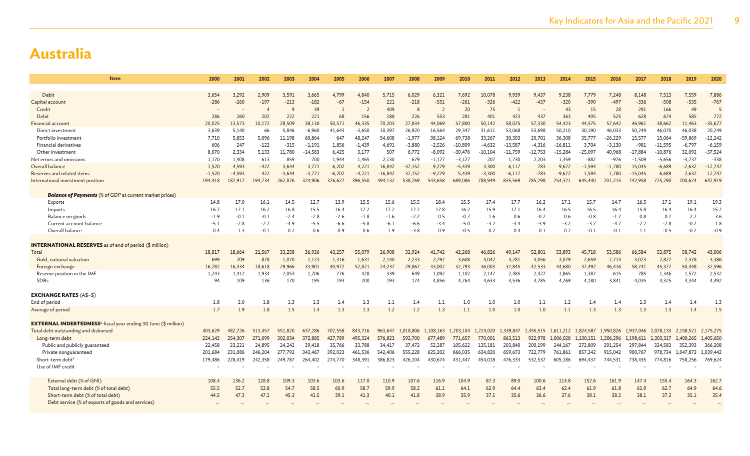# Australia

| Item | 2000 | 2001 | 2002 | 2003 | 2004 | 2005 | 2006 | 2007 | 2008 | 2009 | 2010 | 2011 | 2012 | 2013 | 2014 | 2015 | 2016 | 2017 | 2018 | 2019 | 2020 |
|---|---|---|---|---|---|---|---|---|---|---|---|---|---|---|---|---|---|---|---|---|---|
| Debit | 3,654 | 3,292 | 2,909 | 3,591 | 3,665 | 4,799 | 4,840 | 5,715 | 6,029 | 6,321 | 7,692 | 10,078 | 9,939 | 9,437 | 9,238 | 7,779 | 7,248 | 8,148 | 7,513 | 7,559 | 7,886 |
| Capital account | -286 | -260 | -197 | -213 | -182 | -67 | -154 | 221 | -218 | -551 | -261 | -326 | -422 | -437 | -320 | -390 | -497 | -336 | -508 | -535 | -767 |
| Credit | – | – | 4 | 9 | 39 | 1 | 2 | 409 | 8 | 2 | 20 | 75 | 1 | – | 43 | 15 | 28 | 291 | 166 | 49 | 5 |
| Debit | 286 | 260 | 202 | 222 | 221 | 68 | 156 | 188 | 226 | 553 | 281 | 401 | 423 | 437 | 363 | 405 | 525 | 628 | 674 | 585 | 772 |
| Financial account | 20,025 | 13,573 | 10,172 | 28,509 | 38,130 | 50,571 | 46,335 | 70,203 | 27,834 | 44,069 | 57,800 | 50,142 | 58,025 | 57,330 | 54,423 | 44,575 | 57,642 | 46,961 | 38,662 | 11,463 | -35,677 |
| Direct investment | 3,639 | 5,140 | 66 | 5,846 | -6,960 | 41,643 | -3,650 | 10,397 | 26,920 | 16,564 | 29,347 | 31,611 | 53,068 | 53,698 | 50,210 | 30,190 | 46,033 | 50,249 | 46,070 | 46,038 | 20,249 |
| Portfolio investment | 7,710 | 5,853 | 5,096 | 11,198 | 60,864 | 647 | 48,247 | 54,608 | -1,977 | 38,124 | 69,738 | 33,267 | 30,303 | 20,701 | 36,308 | 35,777 | -26,229 | 15,577 | 15,064 | -59,869 | -12,242 |
| Financial derivatives | 606 | 247 | -122 | -315 | -1,191 | 1,856 | -1,439 | 4,691 | -3,880 | -2,526 | -10,809 | -4,632 | -13,587 | -4,316 | -16,811 | 3,704 | -3,130 | -981 | -11,595 | -6,797 | -6,159 |
| Other investment | 8,070 | 2,334 | 5,133 | 11,780 | -14,583 | 6,425 | 3,177 | 507 | 6,772 | -8,092 | -30,476 | -10,104 | -11,759 | -12,753 | -15,284 | -25,097 | 40,968 | -17,884 | -10,876 | 32,092 | -37,524 |
| Net errors and omissions | 1,170 | 1,408 | 613 | 859 | 700 | 1,944 | 1,465 | 2,130 | 679 | -1,177 | -3,127 | 207 | 1,730 | 2,203 | 1,359 | -882 | -976 | -1,509 | -5,656 | -3,737 | -338 |
| Overall balance | 1,520 | 4,593 | -422 | 3,644 | 3,771 | 6,202 | 4,221 | 16,842 | -37,152 | 9,279 | -5,439 | 3,300 | 6,117 | 783 | 9,672 | -1,594 | -1,780 | 15,045 | -6,689 | -2,632 | -12,747 |
| Reserves and related items | -1,520 | -4,593 | 422 | -3,644 | -3,771 | -6,202 | -4,221 | -16,842 | 37,152 | -9,279 | 5,439 | -3,300 | -6,117 | -783 | -9,672 | 1,594 | 1,780 | -15,045 | 6,689 | 2,632 | 12,747 |
| International investment position | 194,418 | 187,917 | 194,734 | 262,876 | 324,906 | 376,627 | 396,550 | 494,132 | 538,769 | 543,658 | 689,086 | 788,949 | 835,569 | 785,298 | 754,371 | 645,440 | 701,215 | 742,958 | 725,290 | 700,674 | 642,919 |
| ***Balance of Payments*** (% of GDP at current market prices) | | | | | | | | | | | | | | | | | | | | | |
| Exports | 14.8 | 17.0 | 16.1 | 14.5 | 12.7 | 13.9 | 15.5 | 15.6 | 15.5 | 18.4 | 15.5 | 17.4 | 17.7 | 16.2 | 17.1 | 15.7 | 14.7 | 16.5 | 17.1 | 19.1 | 19.3 |
| Imports | 16.7 | 17.1 | 16.2 | 16.8 | 15.5 | 16.4 | 17.2 | 17.2 | 17.7 | 17.8 | 16.2 | 15.9 | 17.1 | 16.4 | 16.5 | 16.5 | 16.4 | 15.8 | 16.4 | 16.4 | 15.7 |
| Balance on goods | -1.9 | -0.1 | -0.1 | -2.4 | -2.8 | -2.6 | -1.8 | -1.6 | -2.2 | 0.5 | -0.7 | 1.6 | 0.6 | -0.2 | 0.6 | -0.8 | -1.7 | 0.8 | 0.7 | 2.7 | 3.6 |
| Current account balance | -5.1 | -2.8 | -2.7 | -4.9 | -5.5 | -6.6 | -5.8 | -6.1 | -6.6 | -3.4 | -5.0 | -3.2 | -3.4 | -3.9 | -3.2 | -3.7 | -4.7 | -2.2 | -2.8 | -0.7 | 1.8 |
| Overall balance | 0.4 | 1.3 | -0.1 | 0.7 | 0.6 | 0.9 | 0.6 | 1.9 | -3.8 | 0.9 | -0.5 | 0.2 | 0.4 | 0.1 | 0.7 | -0.1 | -0.1 | 1.1 | -0.5 | -0.2 | -0.9 |
| **INTERNATIONAL RESERVES** as of end of period ($ million) | | | | | | | | | | | | | | | | | | | | | |
| Total | 18,817 | 18,664 | 21,567 | 33,258 | 36,926 | 43,257 | 55,079 | 26,908 | 32,924 | 41,742 | 42,268 | 46,826 | 49,147 | 52,801 | 53,893 | 45,718 | 53,586 | 66,584 | 53,875 | 58,742 | 43,006 |
| Gold, national valuation | 699 | 709 | 878 | 1,070 | 1,123 | 1,316 | 1,631 | 2,140 | 2,233 | 2,792 | 3,608 | 4,042 | 4,281 | 3,056 | 3,079 | 2,659 | 2,714 | 3,023 | 2,827 | 2,378 | 3,386 |
| Foreign exchange | 16,782 | 16,434 | 18,618 | 29,966 | 33,901 | 40,972 | 52,821 | 24,237 | 29,867 | 33,002 | 32,793 | 36,003 | 37,845 | 42,533 | 44,680 | 37,492 | 46,416 | 58,741 | 45,377 | 50,448 | 32,596 |
| Reserve position in the IMF | 1,243 | 1,412 | 1,934 | 2,053 | 1,706 | 776 | 428 | 339 | 649 | 1,092 | 1,102 | 2,147 | 2,485 | 2,427 | 1,865 | 1,387 | 615 | 785 | 1,346 | 1,572 | 2,532 |
| SDRs | 94 | 109 | 136 | 170 | 195 | 193 | 200 | 193 | 174 | 4,856 | 4,764 | 4,633 | 4,536 | 4,785 | 4,269 | 4,180 | 3,841 | 4,035 | 4,325 | 4,344 | 4,492 |
| **EXCHANGE RATES** (A$–$) | | | | | | | | | | | | | | | | | | | | | |
| End of period | 1.8 | 2.0 | 1.8 | 1.3 | 1.3 | 1.4 | 1.3 | 1.1 | 1.4 | 1.1 | 1.0 | 1.0 | 1.0 | 1.1 | 1.2 | 1.4 | 1.4 | 1.3 | 1.4 | 1.4 | 1.3 |
| Average of period | 1.7 | 1.9 | 1.8 | 1.5 | 1.4 | 1.3 | 1.3 | 1.2 | 1.2 | 1.3 | 1.1 | 1.0 | 1.0 | 1.0 | 1.1 | 1.3 | 1.3 | 1.3 | 1.3 | 1.4 | 1.5 |
| **EXTERNAL INDEBTEDNESS**[u] fiscal year ending 30 June ($ million) | | | | | | | | | | | | | | | | | | | | | |
| Total debt outstanding and disbursed | 403,629 | 482,726 | 513,457 | 551,820 | 637,286 | 702,558 | 843,716 | 963,647 | 1,018,806 | 1,108,163 | 1,203,104 | 1,224,020 | 1,339,847 | 1,455,515 | 1,611,212 | 1,824,587 | 1,950,826 | 1,937,046 | 2,078,133 | 2,158,521 | 2,175,275 |
| Long-term debt | 224,142 | 254,307 | 271,099 | 302,034 | 372,885 | 427,789 | 495,324 | 576,823 | 592,700 | 677,489 | 771,657 | 770,001 | 863,513 | 922,978 | 1,006,028 | 1,130,151 | 1,206,296 | 1,198,611 | 1,303,317 | 1,400,265 | 1,405,650 |
| Public and publicly guaranteed | 22,458 | 23,221 | 24,895 | 24,242 | 29,418 | 35,766 | 33,788 | 34,417 | 37,472 | 52,287 | 105,622 | 135,181 | 203,840 | 200,199 | 244,167 | 272,809 | 291,254 | 297,844 | 324,583 | 352,393 | 366,208 |
| Private nonguaranteed | 201,684 | 231,086 | 246,204 | 277,792 | 343,467 | 392,023 | 461,536 | 542,406 | 555,228 | 625,202 | 666,035 | 634,820 | 659,673 | 722,779 | 761,861 | 857,342 | 915,042 | 900,767 | 978,734 | 1,047,872 | 1,039,442 |
| Short-term debt[v] | 179,486 | 228,419 | 242,358 | 249,787 | 264,402 | 274,770 | 348,391 | 386,823 | 426,104 | 430,674 | 431,447 | 454,018 | 476,333 | 532,537 | 605,186 | 694,437 | 744,531 | 738,435 | 774,816 | 758,256 | 769,624 |
| Use of IMF credit | – | – | – | – | – | – | – | – | – | – | – | – | – | – | – | – | – | – | – | – | – |
| External debt (% of GNI) | 108.4 | 136.2 | 128.8 | 109.3 | 103.6 | 103.6 | 117.0 | 110.9 | 107.6 | 116.9 | 104.9 | 87.3 | 89.0 | 100.6 | 114.8 | 152.6 | 161.9 | 147.4 | 155.4 | 164.3 | 162.7 |
| Total long-term debt (% of total debt) | 55.5 | 52.7 | 52.8 | 54.7 | 58.5 | 60.9 | 58.7 | 59.9 | 58.2 | 61.1 | 64.1 | 62.9 | 64.4 | 63.4 | 62.4 | 61.9 | 61.8 | 61.9 | 62.7 | 64.9 | 64.6 |
| Short-term debt (% of total debt) | 44.5 | 47.3 | 47.2 | 45.3 | 41.5 | 39.1 | 41.3 | 40.1 | 41.8 | 38.9 | 35.9 | 37.1 | 35.6 | 36.6 | 37.6 | 38.1 | 38.2 | 38.1 | 37.3 | 35.1 | 35.4 |
| Debt service (% of exports of goods and services) | ... | ... | ... | ... | ... | ... | ... | ... | ... | ... | ... | ... | ... | ... | ... | ... | ... | ... | ... | ... | ... |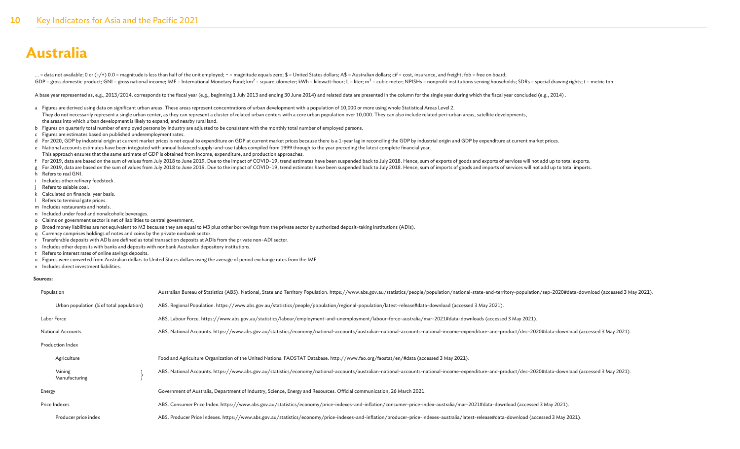# Australia

... = data not available; 0 or (-/+) 0.0 = magnitude is less than half of the unit employed; – = magnitude equals zero; $ = United States dollars; A$ = Australian dollars; cif = cost, insurance, and freight; fob = free on board;
GDP = gross domestic product; GNI = gross national income; IMF = International Monetary Fund; $km^2$ = square kilometer; kWh = kilowatt-hour; L = liter; $m^3$ = cubic meter; NPISHs = nonprofit institutions serving households; SDRs = special drawing rights; t = metric ton.

A base year represented as, e.g., 2013/2014, corresponds to the fiscal year (e.g., beginning 1 July 2013 and ending 30 June 2014) and related data are presented in the column for the single year during which the fiscal year concluded (e.g., 2014) .

a Figures are derived using data on significant urban areas. These areas represent concentrations of urban development with a population of 10,000 or more using whole Statistical Areas Level 2. They do not necessarily represent a single urban center, as they can represent a cluster of related urban centers with a core urban population over 10,000. They can also include related peri-urban areas, satellite developments, the areas into which urban development is likely to expand, and nearby rural land.
b Figures on quarterly total number of employed persons by industry are adjusted to be consistent with the monthly total number of employed persons.
c Figures are estimates based on published underemployment rates.
d For 2020, GDP by industrial origin at current market prices is not equal to expenditure on GDP at current market prices because there is a 1-year lag in reconciling the GDP by industrial origin and GDP by expenditure at current market prices.
e National accounts estimates have been integrated with annual balanced supply-and-use tables compiled from 1999 through to the year preceding the latest complete financial year. This approach ensures that the same estimate of GDP is obtained from income, expenditure, and production approaches.
f For 2019, data are based on the sum of values from July 2018 to June 2019. Due to the impact of COVID-19, trend estimates have been suspended back to July 2018. Hence, sum of exports of goods and exports of services will not add up to total exports.
g For 2019, data are based on the sum of values from July 2018 to June 2019. Due to the impact of COVID-19, trend estimates have been suspended back to July 2018. Hence, sum of imports of goods and imports of services will not add up to total imports.
h Refers to real GNI.
i Includes other refinery feedstock.
j Refers to salable coal.
k Calculated on financial year basis.
l Refers to terminal gate prices.
m Includes restaurants and hotels.
n Included under food and nonalcoholic beverages.
o Claims on government sector is net of liabilities to central government.
p Broad money liabilities are not equivalent to M3 because they are equal to M3 plus other borrowings from the private sector by authorized deposit-taking institutions (ADIs).
q Currency comprises holdings of notes and coins by the private nonbank sector.
r Transferable deposits with ADIs are defined as total transaction deposits at ADIs from the private non-ADI sector.
s Includes other deposits with banks and deposits with nonbank Australian depository institutions.
t Refers to interest rates of online savings deposits.
u Figures were converted from Australian dollars to United States dollars using the average of period exchange rates from the IMF.
v Includes direct investment liabilities.

**Sources:**

| | |
|---|---|
| Population | Australian Bureau of Statistics (ABS). National, State and Territory Population. https://www.abs.gov.au/statistics/people/population/national-state-and-territory-population/sep-2020#data-download (accessed 3 May 2021). |
| Urban population (% of total population) | ABS. Regional Population. https://www.abs.gov.au/statistics/people/population/regional-population/latest-release#data-download (accessed 3 May 2021). |
| Labor Force | ABS. Labour Force. https://www.abs.gov.au/statistics/labour/employment-and-unemployment/labour-force-australia/mar-2021#data-downloads (accessed 3 May 2021). |
| National Accounts | ABS. National Accounts. https://www.abs.gov.au/statistics/economy/national-accounts/australian-national-accounts-national-income-expenditure-and-product/dec-2020#data-download (accessed 3 May 2021). |
| Production Index | |
| Agriculture | Food and Agriculture Organization of the United Nations. FAOSTAT Database. http://www.fao.org/faostat/en/#data (accessed 3 May 2021). |
| Mining, Manufacturing | ABS. National Accounts. https://www.abs.gov.au/statistics/economy/national-accounts/australian-national-accounts-national-income-expenditure-and-product/dec-2020#data-download (accessed 3 May 2021). |
| Energy | Government of Australia, Department of Industry, Science, Energy and Resources. Official communication, 26 March 2021. |
| Price Indexes | ABS. Consumer Price Index. https://www.abs.gov.au/statistics/economy/price-indexes-and-inflation/consumer-price-index-australia/mar-2021#data-download (accessed 3 May 2021). |
| Producer price index | ABS. Producer Price Indexes. https://www.abs.gov.au/statistics/economy/price-indexes-and-inflation/producer-price-indexes-australia/latest-release#data-download (accessed 3 May 2021). |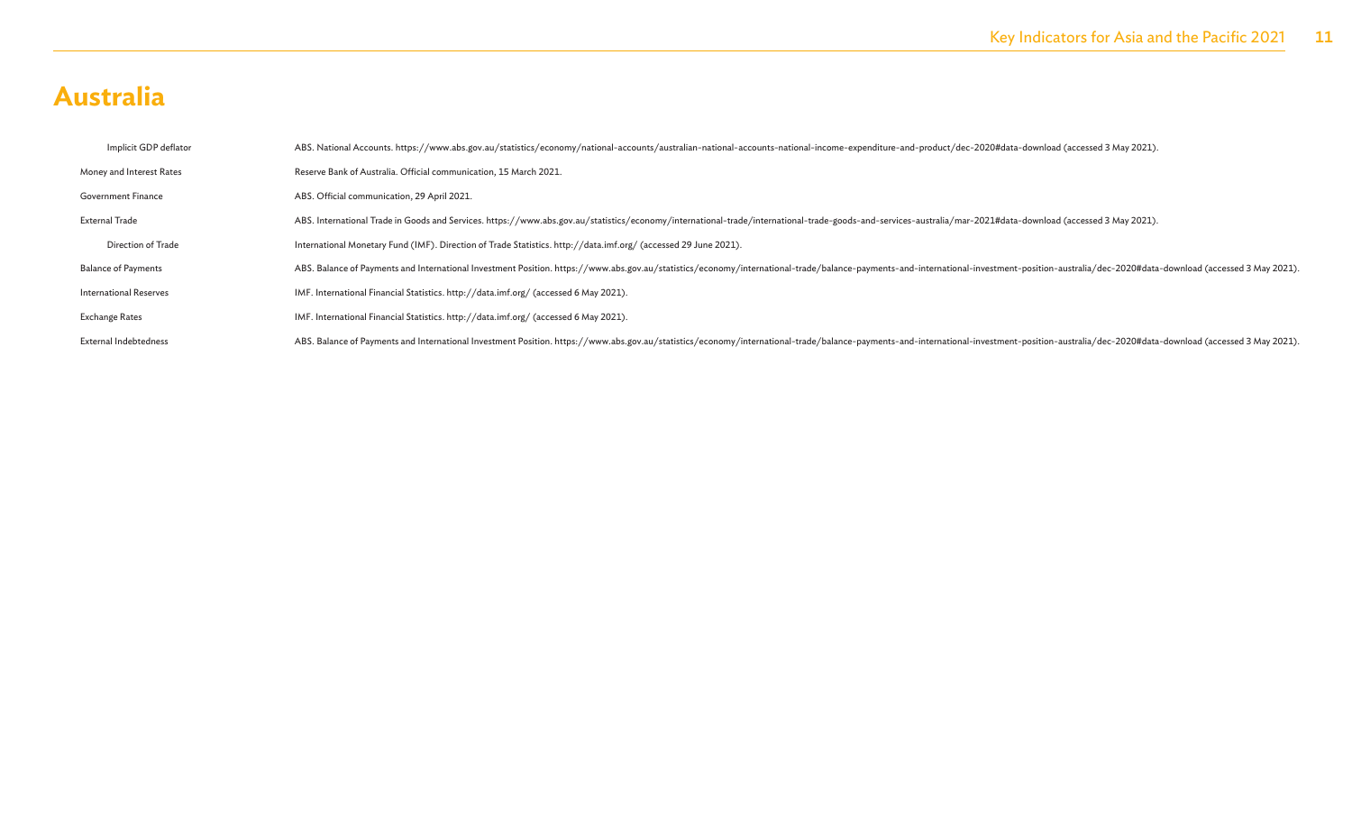# Australia

| | |
|---|---|
| Implicit GDP deflator | ABS. National Accounts. https://www.abs.gov.au/statistics/economy/national-accounts/australian-national-accounts-national-income-expenditure-and-product/dec-2020#data-download (accessed 3 May 2021). |
| Money and Interest Rates | Reserve Bank of Australia. Official communication, 15 March 2021. |
| Government Finance | ABS. Official communication, 29 April 2021. |
| External Trade | ABS. International Trade in Goods and Services. https://www.abs.gov.au/statistics/economy/international-trade/international-trade-goods-and-services-australia/mar-2021#data-download (accessed 3 May 2021). |
| Direction of Trade | International Monetary Fund (IMF). Direction of Trade Statistics. http://data.imf.org/ (accessed 29 June 2021). |
| Balance of Payments | ABS. Balance of Payments and International Investment Position. https://www.abs.gov.au/statistics/economy/international-trade/balance-payments-and-international-investment-position-australia/dec-2020#data-download (accessed 3 May 2021). |
| International Reserves | IMF. International Financial Statistics. http://data.imf.org/ (accessed 6 May 2021). |
| Exchange Rates | IMF. International Financial Statistics. http://data.imf.org/ (accessed 6 May 2021). |
| External Indebtedness | ABS. Balance of Payments and International Investment Position. https://www.abs.gov.au/statistics/economy/international-trade/balance-payments-and-international-investment-position-australia/dec-2020#data-download (accessed 3 May 2021). |